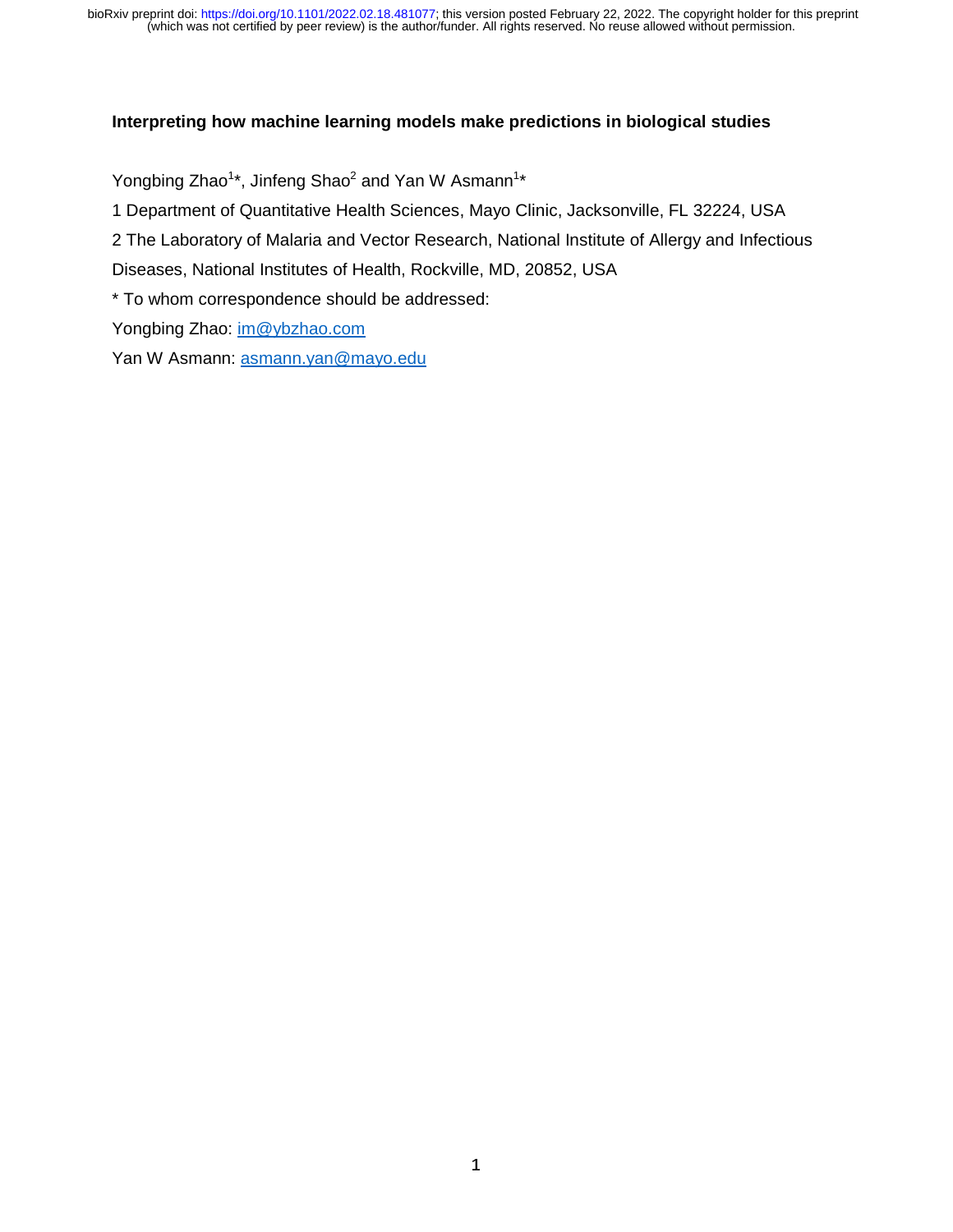# Interpreting how machine learning models make predictions in biological studies

Yongbing Zhao[1]*, Jinfeng Shao[2] and Yan W Asmann[1]*

1 Department of Quantitative Health Sciences, Mayo Clinic, Jacksonville, FL 32224, USA

2 The Laboratory of Malaria and Vector Research, National Institute of Allergy and Infectious Diseases, National Institutes of Health, Rockville, MD, 20852, USA

* To whom correspondence should be addressed:

Yongbing Zhao: im@ybzhao.com

Yan W Asmann: asmann.yan@mayo.edu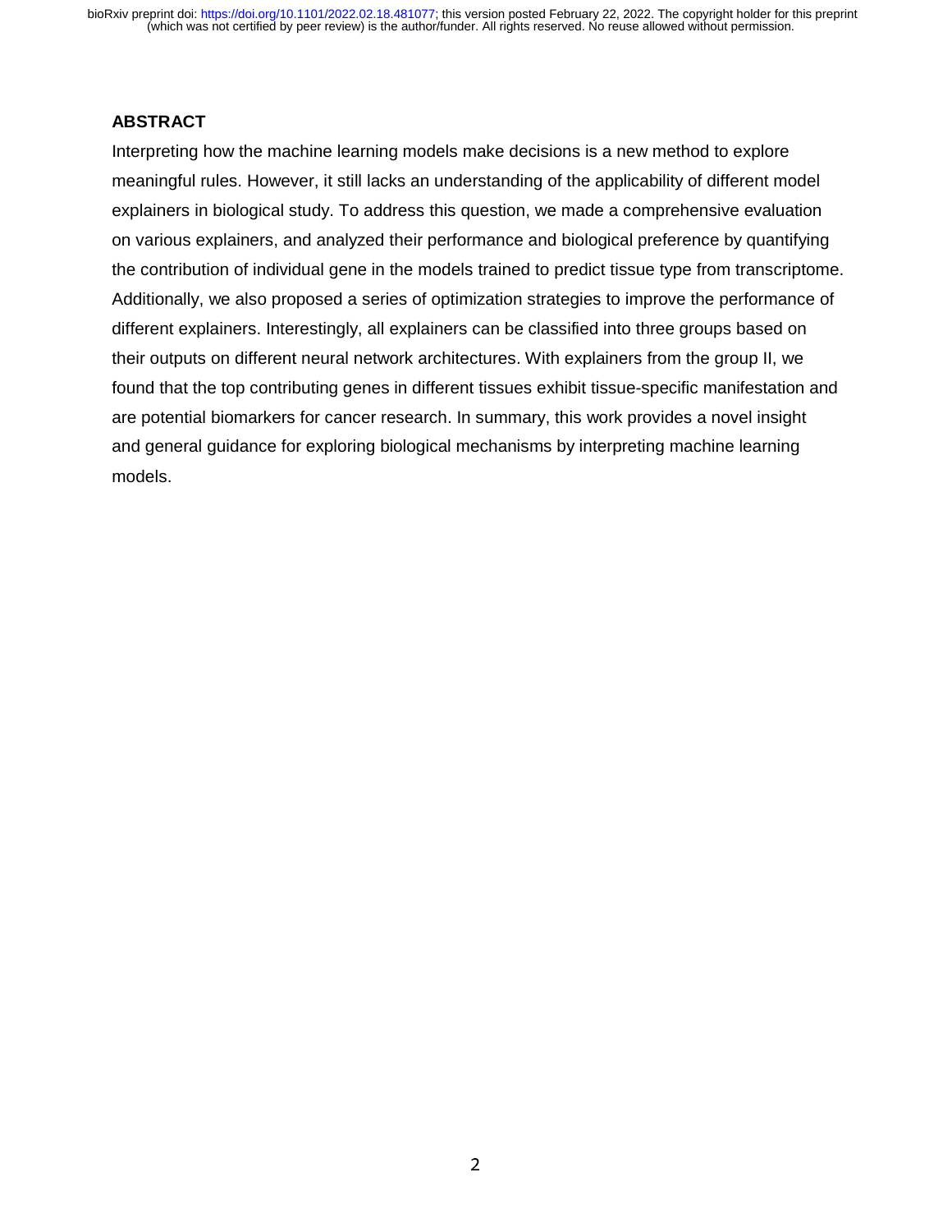## ABSTRACT

Interpreting how the machine learning models make decisions is a new method to explore meaningful rules. However, it still lacks an understanding of the applicability of different model explainers in biological study. To address this question, we made a comprehensive evaluation on various explainers, and analyzed their performance and biological preference by quantifying the contribution of individual gene in the models trained to predict tissue type from transcriptome. Additionally, we also proposed a series of optimization strategies to improve the performance of different explainers. Interestingly, all explainers can be classified into three groups based on their outputs on different neural network architectures. With explainers from the group II, we found that the top contributing genes in different tissues exhibit tissue-specific manifestation and are potential biomarkers for cancer research. In summary, this work provides a novel insight and general guidance for exploring biological mechanisms by interpreting machine learning models.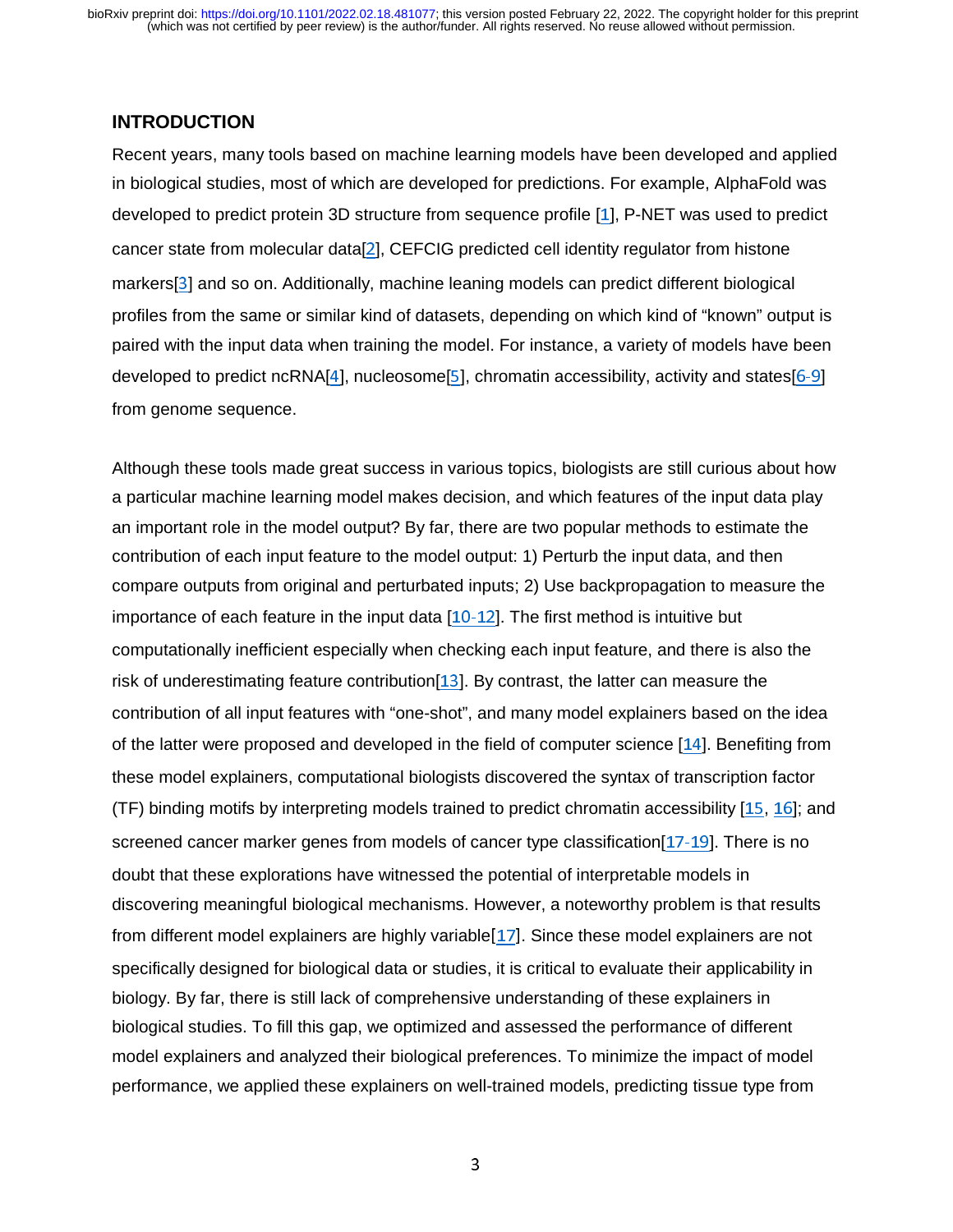## INTRODUCTION

Recent years, many tools based on machine learning models have been developed and applied in biological studies, most of which are developed for predictions. For example, AlphaFold was developed to predict protein 3D structure from sequence profile [1], P-NET was used to predict cancer state from molecular data[2], CEFCIG predicted cell identity regulator from histone markers[3] and so on. Additionally, machine leaning models can predict different biological profiles from the same or similar kind of datasets, depending on which kind of "known" output is paired with the input data when training the model. For instance, a variety of models have been developed to predict ncRNA[4], nucleosome[5], chromatin accessibility, activity and states[6-9] from genome sequence.

Although these tools made great success in various topics, biologists are still curious about how a particular machine learning model makes decision, and which features of the input data play an important role in the model output? By far, there are two popular methods to estimate the contribution of each input feature to the model output: 1) Perturb the input data, and then compare outputs from original and perturbated inputs; 2) Use backpropagation to measure the importance of each feature in the input data [10-12]. The first method is intuitive but computationally inefficient especially when checking each input feature, and there is also the risk of underestimating feature contribution[13]. By contrast, the latter can measure the contribution of all input features with "one-shot", and many model explainers based on the idea of the latter were proposed and developed in the field of computer science [14]. Benefiting from these model explainers, computational biologists discovered the syntax of transcription factor (TF) binding motifs by interpreting models trained to predict chromatin accessibility [15, 16]; and screened cancer marker genes from models of cancer type classification[17-19]. There is no doubt that these explorations have witnessed the potential of interpretable models in discovering meaningful biological mechanisms. However, a noteworthy problem is that results from different model explainers are highly variable[17]. Since these model explainers are not specifically designed for biological data or studies, it is critical to evaluate their applicability in biology. By far, there is still lack of comprehensive understanding of these explainers in biological studies. To fill this gap, we optimized and assessed the performance of different model explainers and analyzed their biological preferences. To minimize the impact of model performance, we applied these explainers on well-trained models, predicting tissue type from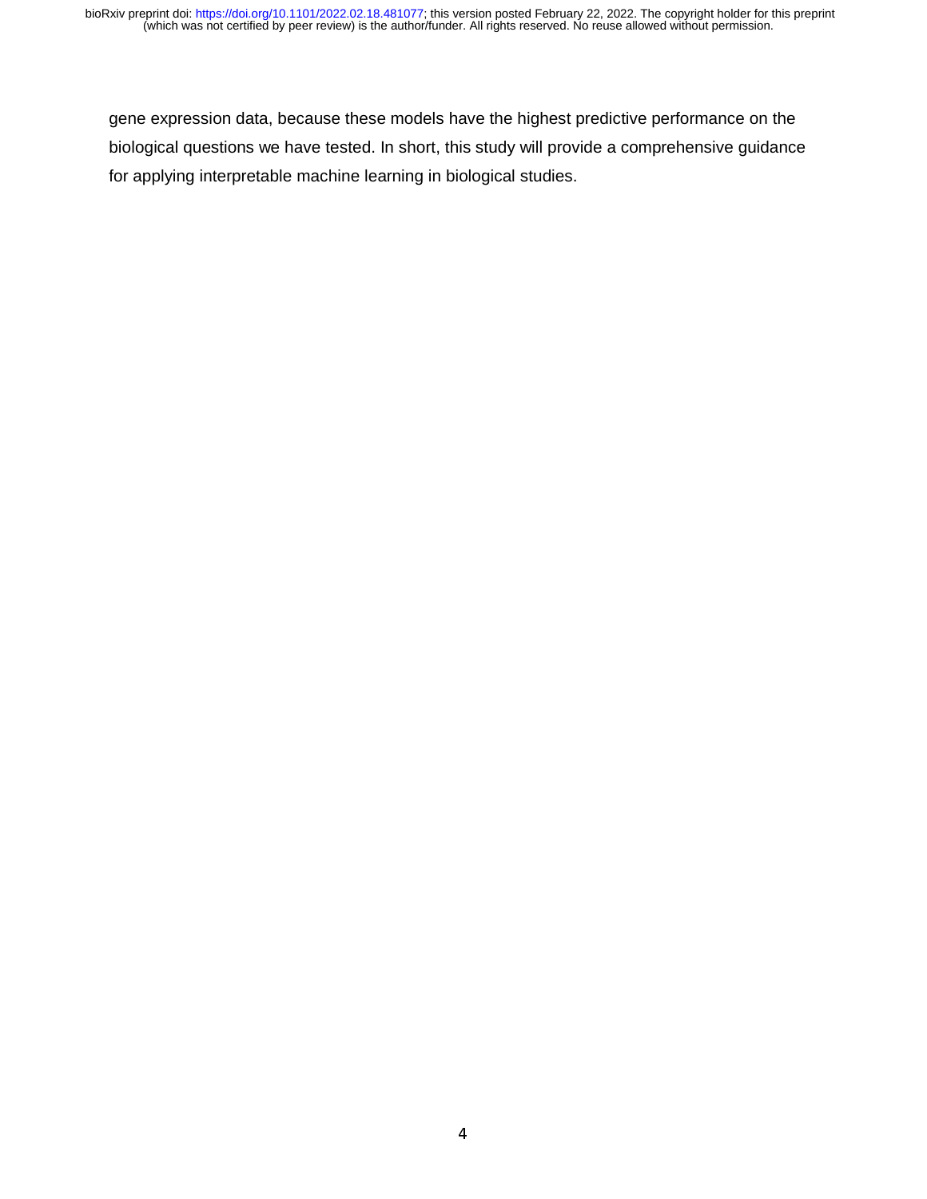gene expression data, because these models have the highest predictive performance on the biological questions we have tested. In short, this study will provide a comprehensive guidance for applying interpretable machine learning in biological studies.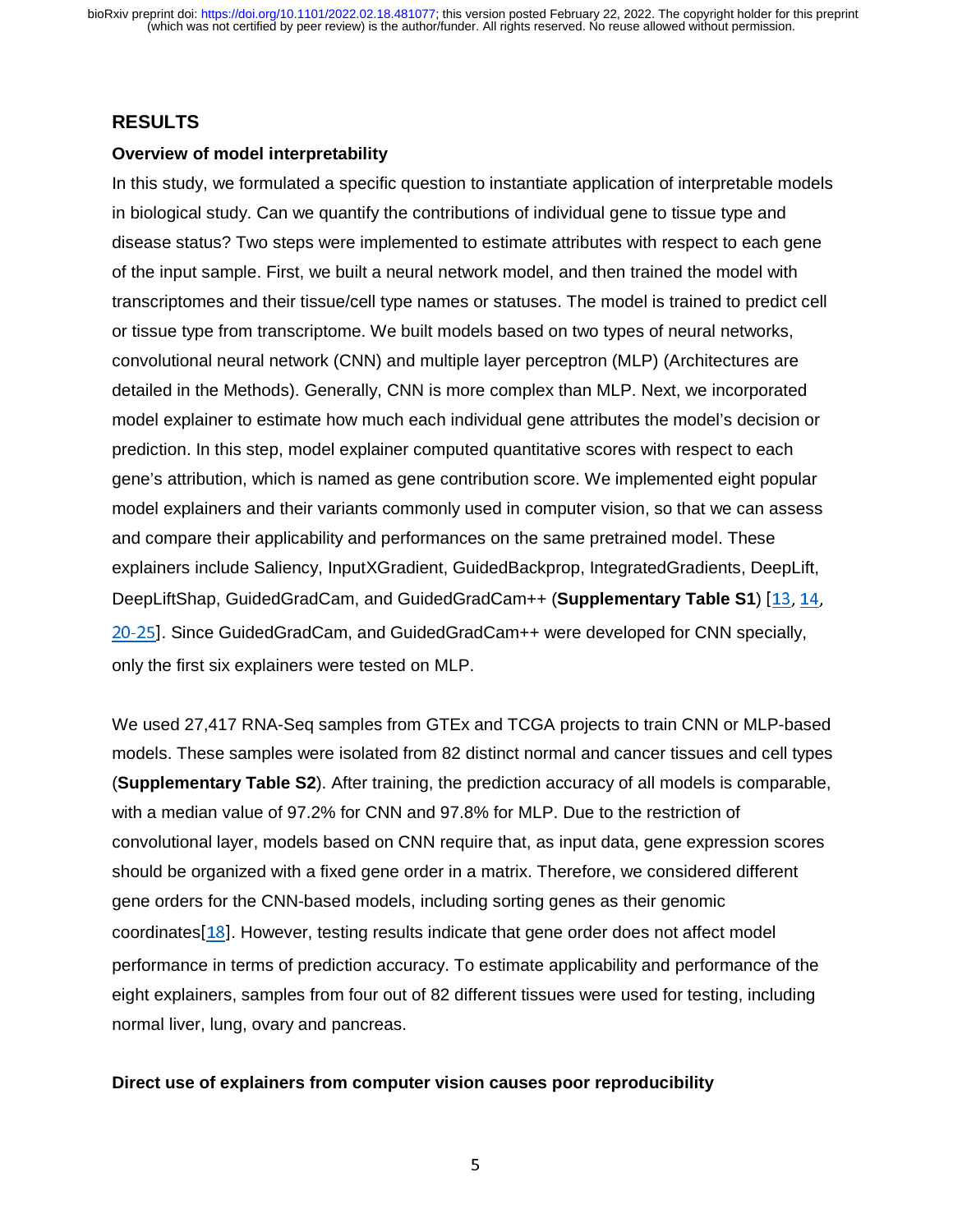## RESULTS

### Overview of model interpretability

In this study, we formulated a specific question to instantiate application of interpretable models in biological study. Can we quantify the contributions of individual gene to tissue type and disease status? Two steps were implemented to estimate attributes with respect to each gene of the input sample. First, we built a neural network model, and then trained the model with transcriptomes and their tissue/cell type names or statuses. The model is trained to predict cell or tissue type from transcriptome. We built models based on two types of neural networks, convolutional neural network (CNN) and multiple layer perceptron (MLP) (Architectures are detailed in the Methods). Generally, CNN is more complex than MLP. Next, we incorporated model explainer to estimate how much each individual gene attributes the model's decision or prediction. In this step, model explainer computed quantitative scores with respect to each gene's attribution, which is named as gene contribution score. We implemented eight popular model explainers and their variants commonly used in computer vision, so that we can assess and compare their applicability and performances on the same pretrained model. These explainers include Saliency, InputXGradient, GuidedBackprop, IntegratedGradients, DeepLift, DeepLiftShap, GuidedGradCam, and GuidedGradCam++ (**Supplementary Table S1**) [13, 14, 20-25]. Since GuidedGradCam, and GuidedGradCam++ were developed for CNN specially, only the first six explainers were tested on MLP.

We used 27,417 RNA-Seq samples from GTEx and TCGA projects to train CNN or MLP-based models. These samples were isolated from 82 distinct normal and cancer tissues and cell types (**Supplementary Table S2**). After training, the prediction accuracy of all models is comparable, with a median value of 97.2% for CNN and 97.8% for MLP. Due to the restriction of convolutional layer, models based on CNN require that, as input data, gene expression scores should be organized with a fixed gene order in a matrix. Therefore, we considered different gene orders for the CNN-based models, including sorting genes as their genomic coordinates[18]. However, testing results indicate that gene order does not affect model performance in terms of prediction accuracy. To estimate applicability and performance of the eight explainers, samples from four out of 82 different tissues were used for testing, including normal liver, lung, ovary and pancreas.

### Direct use of explainers from computer vision causes poor reproducibility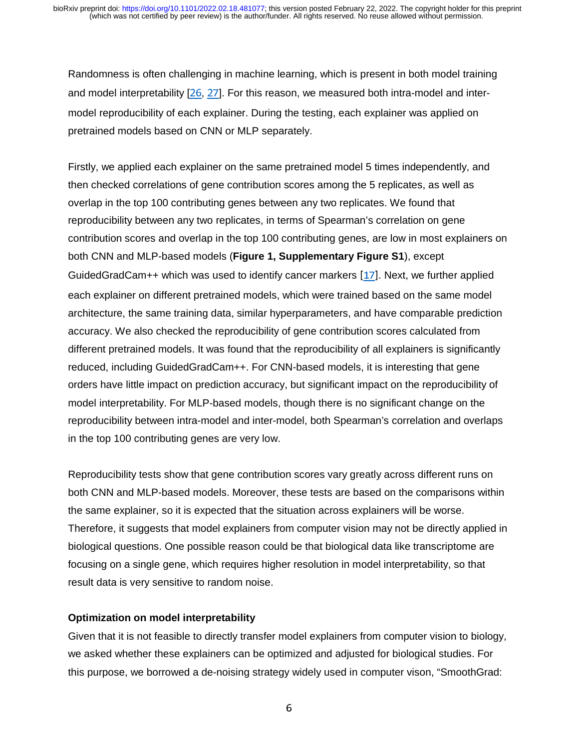Randomness is often challenging in machine learning, which is present in both model training and model interpretability [26, 27]. For this reason, we measured both intra-model and inter-model reproducibility of each explainer. During the testing, each explainer was applied on pretrained models based on CNN or MLP separately.

Firstly, we applied each explainer on the same pretrained model 5 times independently, and then checked correlations of gene contribution scores among the 5 replicates, as well as overlap in the top 100 contributing genes between any two replicates. We found that reproducibility between any two replicates, in terms of Spearman's correlation on gene contribution scores and overlap in the top 100 contributing genes, are low in most explainers on both CNN and MLP-based models (**Figure 1, Supplementary Figure S1**), except GuidedGradCam++ which was used to identify cancer markers [17]. Next, we further applied each explainer on different pretrained models, which were trained based on the same model architecture, the same training data, similar hyperparameters, and have comparable prediction accuracy. We also checked the reproducibility of gene contribution scores calculated from different pretrained models. It was found that the reproducibility of all explainers is significantly reduced, including GuidedGradCam++. For CNN-based models, it is interesting that gene orders have little impact on prediction accuracy, but significant impact on the reproducibility of model interpretability. For MLP-based models, though there is no significant change on the reproducibility between intra-model and inter-model, both Spearman's correlation and overlaps in the top 100 contributing genes are very low.

Reproducibility tests show that gene contribution scores vary greatly across different runs on both CNN and MLP-based models. Moreover, these tests are based on the comparisons within the same explainer, so it is expected that the situation across explainers will be worse. Therefore, it suggests that model explainers from computer vision may not be directly applied in biological questions. One possible reason could be that biological data like transcriptome are focusing on a single gene, which requires higher resolution in model interpretability, so that result data is very sensitive to random noise.

**Optimization on model interpretability**

Given that it is not feasible to directly transfer model explainers from computer vision to biology, we asked whether these explainers can be optimized and adjusted for biological studies. For this purpose, we borrowed a de-noising strategy widely used in computer vison, "SmoothGrad: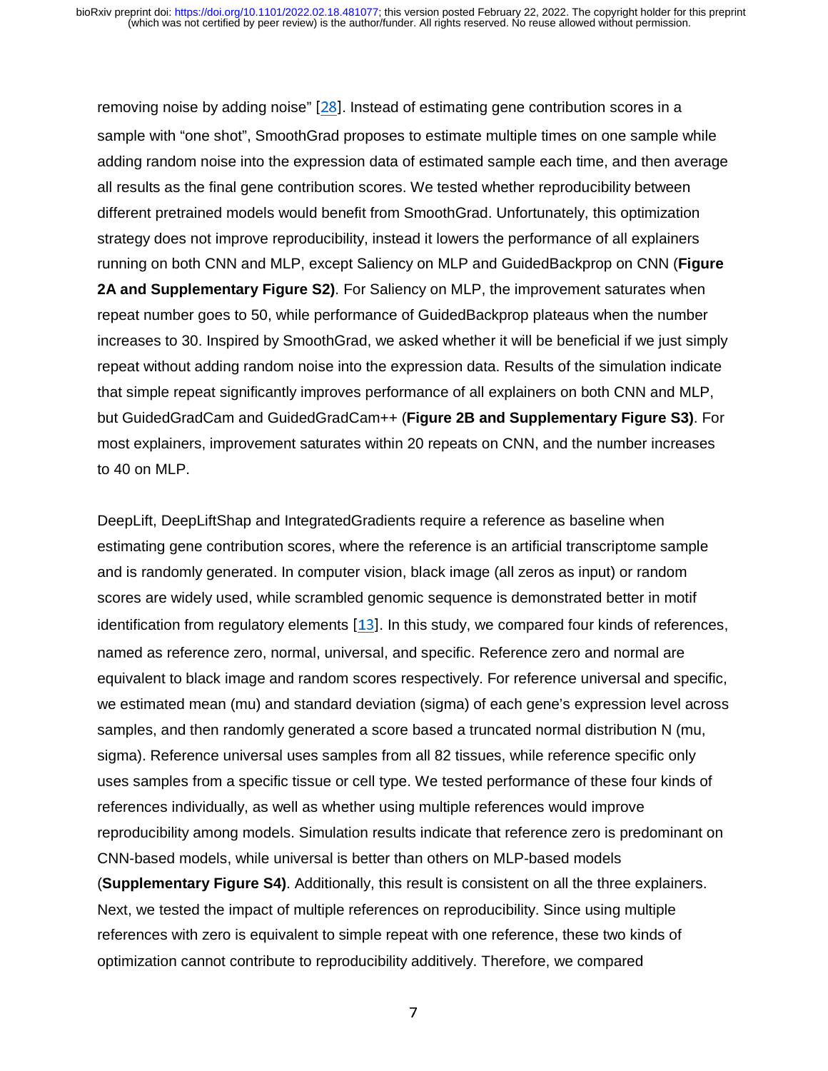removing noise by adding noise" [28]. Instead of estimating gene contribution scores in a sample with "one shot", SmoothGrad proposes to estimate multiple times on one sample while adding random noise into the expression data of estimated sample each time, and then average all results as the final gene contribution scores. We tested whether reproducibility between different pretrained models would benefit from SmoothGrad. Unfortunately, this optimization strategy does not improve reproducibility, instead it lowers the performance of all explainers running on both CNN and MLP, except Saliency on MLP and GuidedBackprop on CNN (**Figure 2A and Supplementary Figure S2)**. For Saliency on MLP, the improvement saturates when repeat number goes to 50, while performance of GuidedBackprop plateaus when the number increases to 30. Inspired by SmoothGrad, we asked whether it will be beneficial if we just simply repeat without adding random noise into the expression data. Results of the simulation indicate that simple repeat significantly improves performance of all explainers on both CNN and MLP, but GuidedGradCam and GuidedGradCam++ (**Figure 2B and Supplementary Figure S3)**. For most explainers, improvement saturates within 20 repeats on CNN, and the number increases to 40 on MLP.

DeepLift, DeepLiftShap and IntegratedGradients require a reference as baseline when estimating gene contribution scores, where the reference is an artificial transcriptome sample and is randomly generated. In computer vision, black image (all zeros as input) or random scores are widely used, while scrambled genomic sequence is demonstrated better in motif identification from regulatory elements [13]. In this study, we compared four kinds of references, named as reference zero, normal, universal, and specific. Reference zero and normal are equivalent to black image and random scores respectively. For reference universal and specific, we estimated mean (mu) and standard deviation (sigma) of each gene's expression level across samples, and then randomly generated a score based a truncated normal distribution N (mu, sigma). Reference universal uses samples from all 82 tissues, while reference specific only uses samples from a specific tissue or cell type. We tested performance of these four kinds of references individually, as well as whether using multiple references would improve reproducibility among models. Simulation results indicate that reference zero is predominant on CNN-based models, while universal is better than others on MLP-based models (**Supplementary Figure S4)**. Additionally, this result is consistent on all the three explainers. Next, we tested the impact of multiple references on reproducibility. Since using multiple references with zero is equivalent to simple repeat with one reference, these two kinds of optimization cannot contribute to reproducibility additively. Therefore, we compared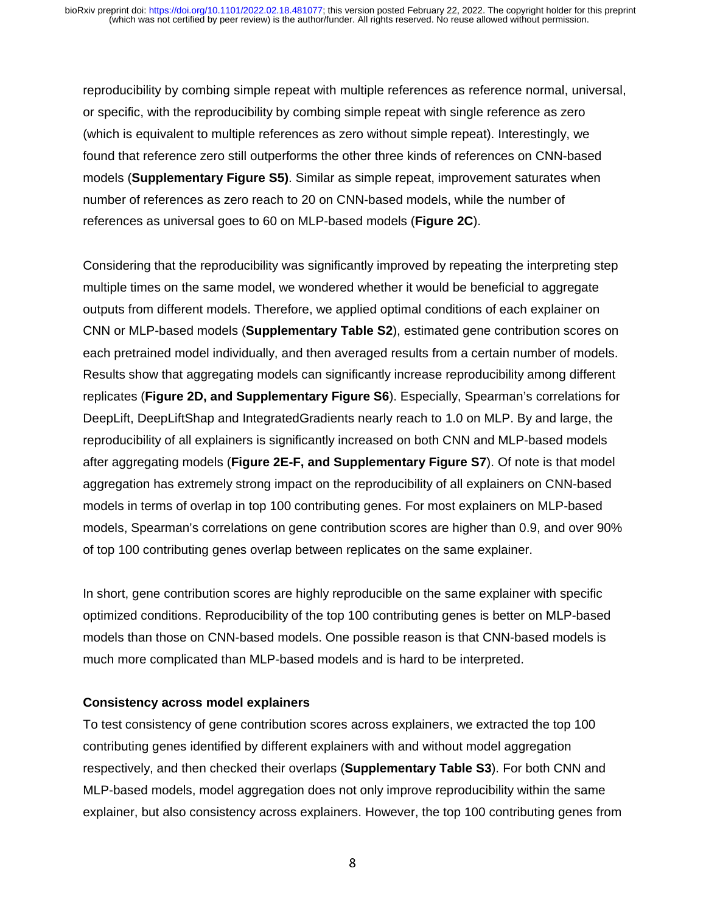reproducibility by combing simple repeat with multiple references as reference normal, universal, or specific, with the reproducibility by combing simple repeat with single reference as zero (which is equivalent to multiple references as zero without simple repeat). Interestingly, we found that reference zero still outperforms the other three kinds of references on CNN-based models (**Supplementary Figure S5)**. Similar as simple repeat, improvement saturates when number of references as zero reach to 20 on CNN-based models, while the number of references as universal goes to 60 on MLP-based models (**Figure 2C**).

Considering that the reproducibility was significantly improved by repeating the interpreting step multiple times on the same model, we wondered whether it would be beneficial to aggregate outputs from different models. Therefore, we applied optimal conditions of each explainer on CNN or MLP-based models (**Supplementary Table S2**), estimated gene contribution scores on each pretrained model individually, and then averaged results from a certain number of models. Results show that aggregating models can significantly increase reproducibility among different replicates (**Figure 2D, and Supplementary Figure S6**). Especially, Spearman's correlations for DeepLift, DeepLiftShap and IntegratedGradients nearly reach to 1.0 on MLP. By and large, the reproducibility of all explainers is significantly increased on both CNN and MLP-based models after aggregating models (**Figure 2E-F, and Supplementary Figure S7**). Of note is that model aggregation has extremely strong impact on the reproducibility of all explainers on CNN-based models in terms of overlap in top 100 contributing genes. For most explainers on MLP-based models, Spearman's correlations on gene contribution scores are higher than 0.9, and over 90% of top 100 contributing genes overlap between replicates on the same explainer.

In short, gene contribution scores are highly reproducible on the same explainer with specific optimized conditions. Reproducibility of the top 100 contributing genes is better on MLP-based models than those on CNN-based models. One possible reason is that CNN-based models is much more complicated than MLP-based models and is hard to be interpreted.

### Consistency across model explainers

To test consistency of gene contribution scores across explainers, we extracted the top 100 contributing genes identified by different explainers with and without model aggregation respectively, and then checked their overlaps (**Supplementary Table S3**). For both CNN and MLP-based models, model aggregation does not only improve reproducibility within the same explainer, but also consistency across explainers. However, the top 100 contributing genes from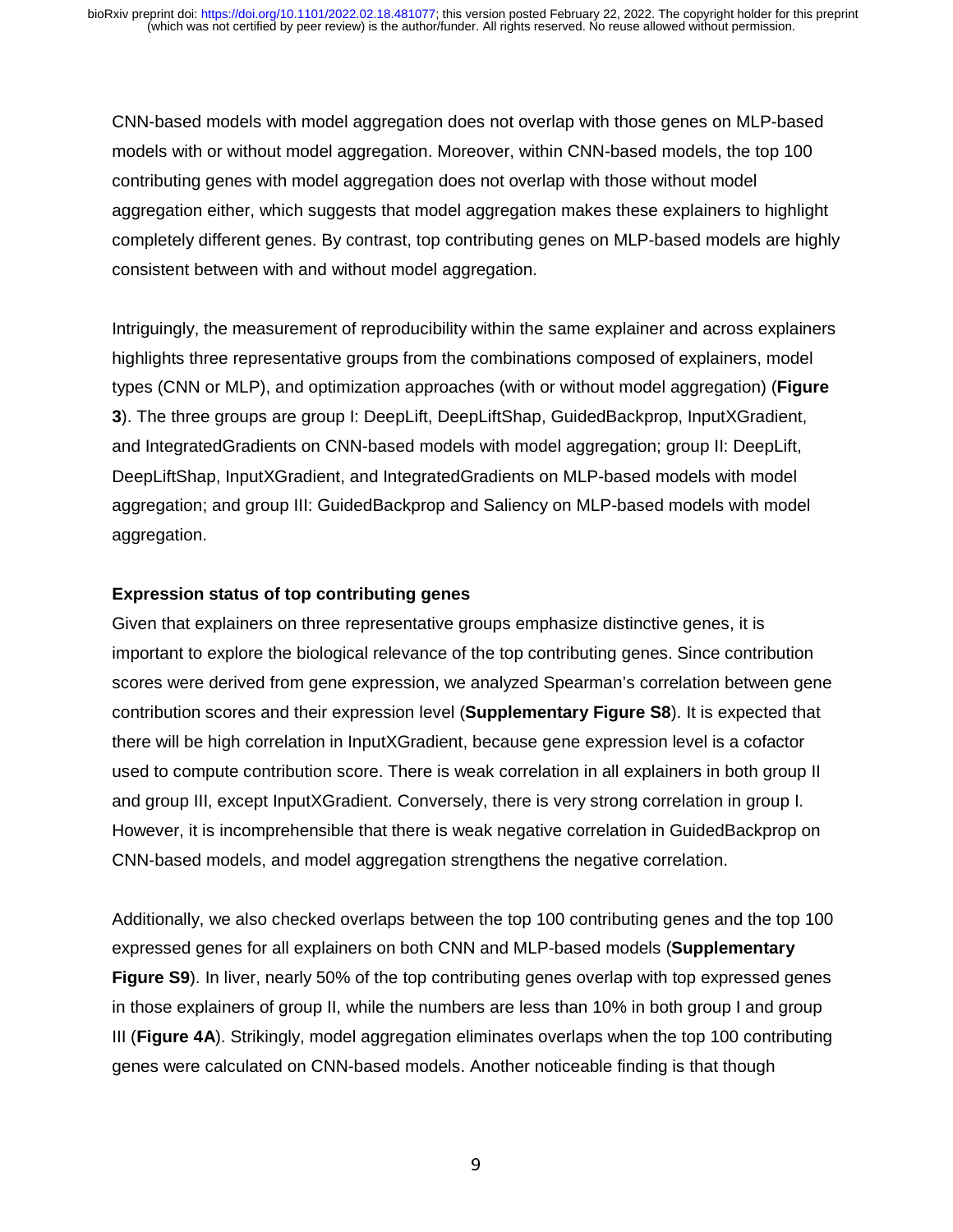CNN-based models with model aggregation does not overlap with those genes on MLP-based models with or without model aggregation. Moreover, within CNN-based models, the top 100 contributing genes with model aggregation does not overlap with those without model aggregation either, which suggests that model aggregation makes these explainers to highlight completely different genes. By contrast, top contributing genes on MLP-based models are highly consistent between with and without model aggregation.

Intriguingly, the measurement of reproducibility within the same explainer and across explainers highlights three representative groups from the combinations composed of explainers, model types (CNN or MLP), and optimization approaches (with or without model aggregation) (**Figure 3**). The three groups are group I: DeepLift, DeepLiftShap, GuidedBackprop, InputXGradient, and IntegratedGradients on CNN-based models with model aggregation; group II: DeepLift, DeepLiftShap, InputXGradient, and IntegratedGradients on MLP-based models with model aggregation; and group III: GuidedBackprop and Saliency on MLP-based models with model aggregation.

**Expression status of top contributing genes**

Given that explainers on three representative groups emphasize distinctive genes, it is important to explore the biological relevance of the top contributing genes. Since contribution scores were derived from gene expression, we analyzed Spearman's correlation between gene contribution scores and their expression level (**Supplementary Figure S8**). It is expected that there will be high correlation in InputXGradient, because gene expression level is a cofactor used to compute contribution score. There is weak correlation in all explainers in both group II and group III, except InputXGradient. Conversely, there is very strong correlation in group I. However, it is incomprehensible that there is weak negative correlation in GuidedBackprop on CNN-based models, and model aggregation strengthens the negative correlation.

Additionally, we also checked overlaps between the top 100 contributing genes and the top 100 expressed genes for all explainers on both CNN and MLP-based models (**Supplementary Figure S9**). In liver, nearly 50% of the top contributing genes overlap with top expressed genes in those explainers of group II, while the numbers are less than 10% in both group I and group III (**Figure 4A**). Strikingly, model aggregation eliminates overlaps when the top 100 contributing genes were calculated on CNN-based models. Another noticeable finding is that though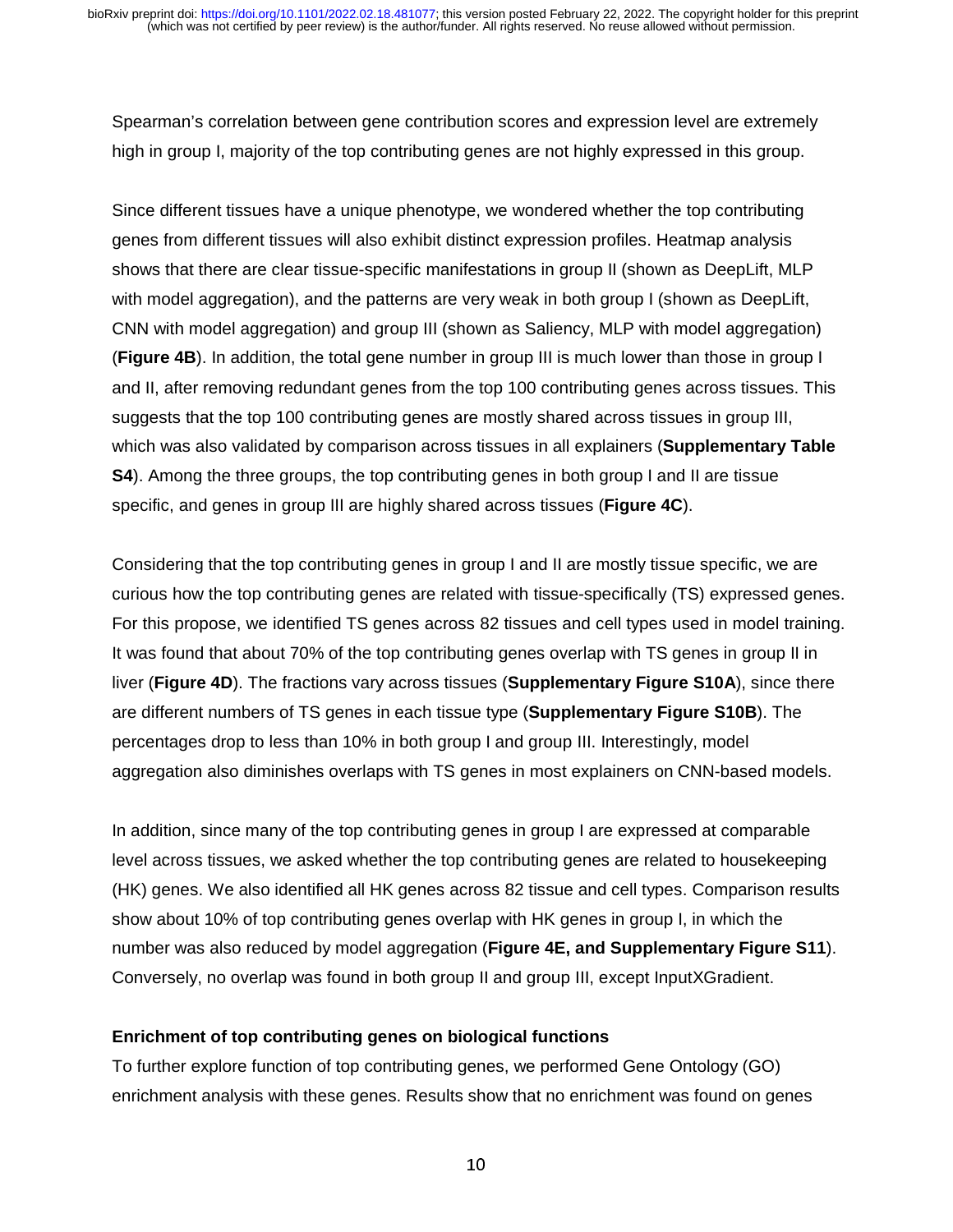Spearman's correlation between gene contribution scores and expression level are extremely high in group I, majority of the top contributing genes are not highly expressed in this group.

Since different tissues have a unique phenotype, we wondered whether the top contributing genes from different tissues will also exhibit distinct expression profiles. Heatmap analysis shows that there are clear tissue-specific manifestations in group II (shown as DeepLift, MLP with model aggregation), and the patterns are very weak in both group I (shown as DeepLift, CNN with model aggregation) and group III (shown as Saliency, MLP with model aggregation) (**Figure 4B**). In addition, the total gene number in group III is much lower than those in group I and II, after removing redundant genes from the top 100 contributing genes across tissues. This suggests that the top 100 contributing genes are mostly shared across tissues in group III, which was also validated by comparison across tissues in all explainers (**Supplementary Table S4**). Among the three groups, the top contributing genes in both group I and II are tissue specific, and genes in group III are highly shared across tissues (**Figure 4C**).

Considering that the top contributing genes in group I and II are mostly tissue specific, we are curious how the top contributing genes are related with tissue-specifically (TS) expressed genes. For this propose, we identified TS genes across 82 tissues and cell types used in model training. It was found that about 70% of the top contributing genes overlap with TS genes in group II in liver (**Figure 4D**). The fractions vary across tissues (**Supplementary Figure S10A**), since there are different numbers of TS genes in each tissue type (**Supplementary Figure S10B**). The percentages drop to less than 10% in both group I and group III. Interestingly, model aggregation also diminishes overlaps with TS genes in most explainers on CNN-based models.

In addition, since many of the top contributing genes in group I are expressed at comparable level across tissues, we asked whether the top contributing genes are related to housekeeping (HK) genes. We also identified all HK genes across 82 tissue and cell types. Comparison results show about 10% of top contributing genes overlap with HK genes in group I, in which the number was also reduced by model aggregation (**Figure 4E, and Supplementary Figure S11**). Conversely, no overlap was found in both group II and group III, except InputXGradient.

**Enrichment of top contributing genes on biological functions**

To further explore function of top contributing genes, we performed Gene Ontology (GO) enrichment analysis with these genes. Results show that no enrichment was found on genes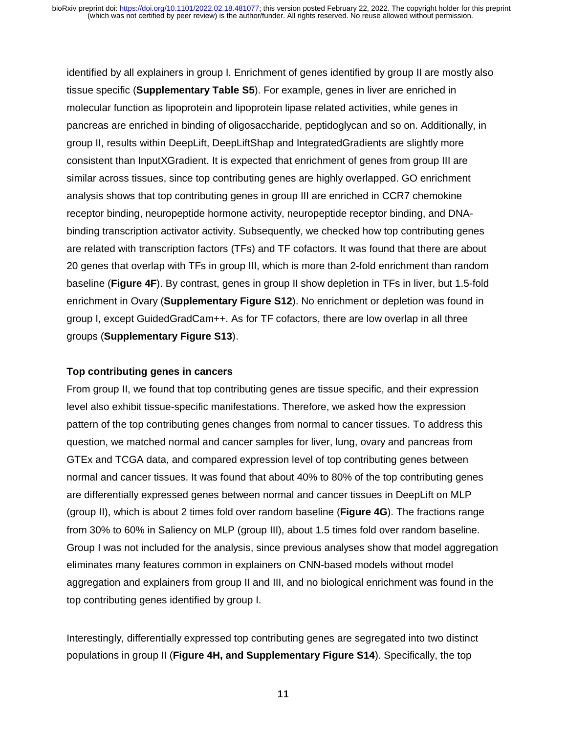identified by all explainers in group I. Enrichment of genes identified by group II are mostly also tissue specific (**Supplementary Table S5**). For example, genes in liver are enriched in molecular function as lipoprotein and lipoprotein lipase related activities, while genes in pancreas are enriched in binding of oligosaccharide, peptidoglycan and so on. Additionally, in group II, results within DeepLift, DeepLiftShap and IntegratedGradients are slightly more consistent than InputXGradient. It is expected that enrichment of genes from group III are similar across tissues, since top contributing genes are highly overlapped. GO enrichment analysis shows that top contributing genes in group III are enriched in CCR7 chemokine receptor binding, neuropeptide hormone activity, neuropeptide receptor binding, and DNA-binding transcription activator activity. Subsequently, we checked how top contributing genes are related with transcription factors (TFs) and TF cofactors. It was found that there are about 20 genes that overlap with TFs in group III, which is more than 2-fold enrichment than random baseline (**Figure 4F**). By contrast, genes in group II show depletion in TFs in liver, but 1.5-fold enrichment in Ovary (**Supplementary Figure S12**). No enrichment or depletion was found in group I, except GuidedGradCam++. As for TF cofactors, there are low overlap in all three groups (**Supplementary Figure S13**).

### Top contributing genes in cancers

From group II, we found that top contributing genes are tissue specific, and their expression level also exhibit tissue-specific manifestations. Therefore, we asked how the expression pattern of the top contributing genes changes from normal to cancer tissues. To address this question, we matched normal and cancer samples for liver, lung, ovary and pancreas from GTEx and TCGA data, and compared expression level of top contributing genes between normal and cancer tissues. It was found that about 40% to 80% of the top contributing genes are differentially expressed genes between normal and cancer tissues in DeepLift on MLP (group II), which is about 2 times fold over random baseline (**Figure 4G**). The fractions range from 30% to 60% in Saliency on MLP (group III), about 1.5 times fold over random baseline. Group I was not included for the analysis, since previous analyses show that model aggregation eliminates many features common in explainers on CNN-based models without model aggregation and explainers from group II and III, and no biological enrichment was found in the top contributing genes identified by group I.

Interestingly, differentially expressed top contributing genes are segregated into two distinct populations in group II (**Figure 4H, and Supplementary Figure S14**). Specifically, the top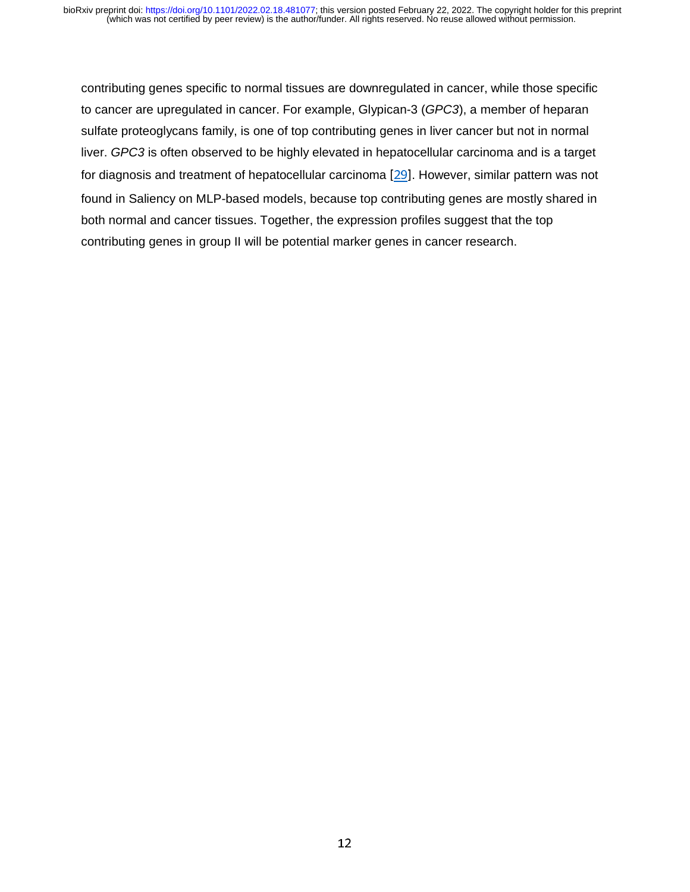contributing genes specific to normal tissues are downregulated in cancer, while those specific to cancer are upregulated in cancer. For example, Glypican-3 (*GPC3*), a member of heparan sulfate proteoglycans family, is one of top contributing genes in liver cancer but not in normal liver. *GPC3* is often observed to be highly elevated in hepatocellular carcinoma and is a target for diagnosis and treatment of hepatocellular carcinoma [29]. However, similar pattern was not found in Saliency on MLP-based models, because top contributing genes are mostly shared in both normal and cancer tissues. Together, the expression profiles suggest that the top contributing genes in group II will be potential marker genes in cancer research.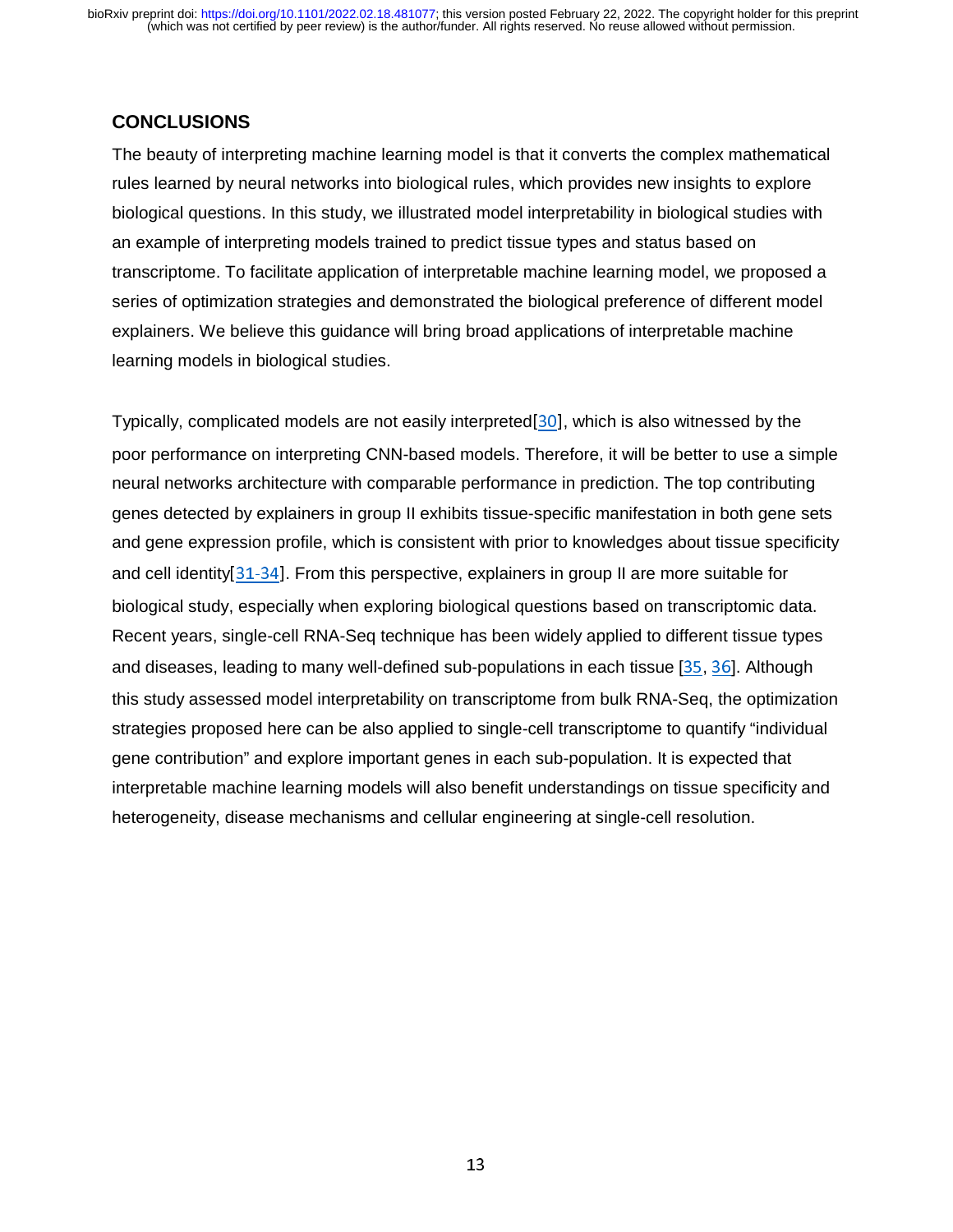## CONCLUSIONS

The beauty of interpreting machine learning model is that it converts the complex mathematical rules learned by neural networks into biological rules, which provides new insights to explore biological questions. In this study, we illustrated model interpretability in biological studies with an example of interpreting models trained to predict tissue types and status based on transcriptome. To facilitate application of interpretable machine learning model, we proposed a series of optimization strategies and demonstrated the biological preference of different model explainers. We believe this guidance will bring broad applications of interpretable machine learning models in biological studies.

Typically, complicated models are not easily interpreted[30], which is also witnessed by the poor performance on interpreting CNN-based models. Therefore, it will be better to use a simple neural networks architecture with comparable performance in prediction. The top contributing genes detected by explainers in group II exhibits tissue-specific manifestation in both gene sets and gene expression profile, which is consistent with prior to knowledges about tissue specificity and cell identity[31-34]. From this perspective, explainers in group II are more suitable for biological study, especially when exploring biological questions based on transcriptomic data. Recent years, single-cell RNA-Seq technique has been widely applied to different tissue types and diseases, leading to many well-defined sub-populations in each tissue [35, 36]. Although this study assessed model interpretability on transcriptome from bulk RNA-Seq, the optimization strategies proposed here can be also applied to single-cell transcriptome to quantify "individual gene contribution" and explore important genes in each sub-population. It is expected that interpretable machine learning models will also benefit understandings on tissue specificity and heterogeneity, disease mechanisms and cellular engineering at single-cell resolution.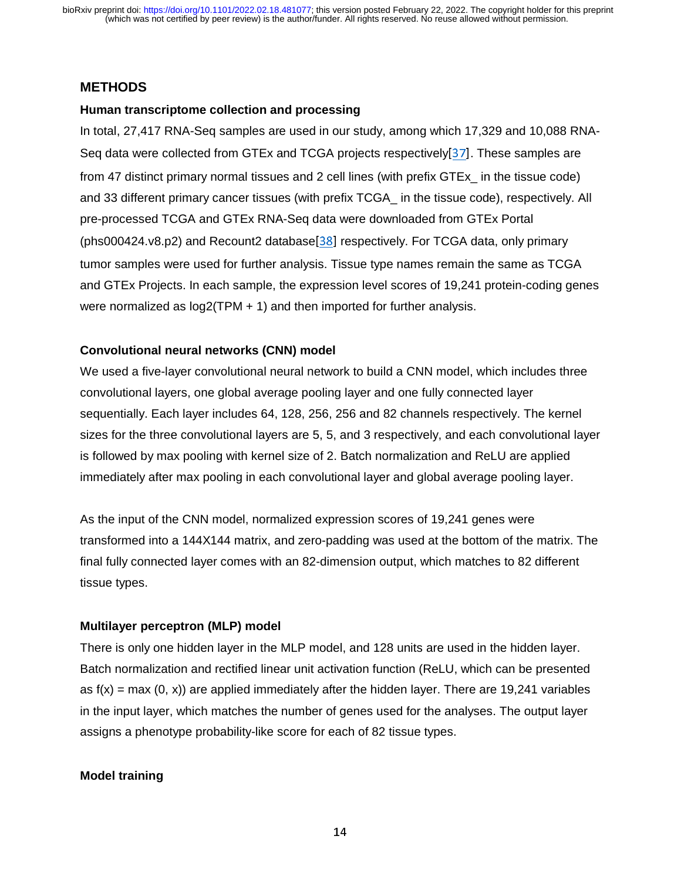## METHODS

### Human transcriptome collection and processing

In total, 27,417 RNA-Seq samples are used in our study, among which 17,329 and 10,088 RNA-Seq data were collected from GTEx and TCGA projects respectively[37]. These samples are from 47 distinct primary normal tissues and 2 cell lines (with prefix GTEx_ in the tissue code) and 33 different primary cancer tissues (with prefix TCGA_ in the tissue code), respectively. All pre-processed TCGA and GTEx RNA-Seq data were downloaded from GTEx Portal (phs000424.v8.p2) and Recount2 database[38] respectively. For TCGA data, only primary tumor samples were used for further analysis. Tissue type names remain the same as TCGA and GTEx Projects. In each sample, the expression level scores of 19,241 protein-coding genes were normalized as log2(TPM + 1) and then imported for further analysis.

### Convolutional neural networks (CNN) model

We used a five-layer convolutional neural network to build a CNN model, which includes three convolutional layers, one global average pooling layer and one fully connected layer sequentially. Each layer includes 64, 128, 256, 256 and 82 channels respectively. The kernel sizes for the three convolutional layers are 5, 5, and 3 respectively, and each convolutional layer is followed by max pooling with kernel size of 2. Batch normalization and ReLU are applied immediately after max pooling in each convolutional layer and global average pooling layer.

As the input of the CNN model, normalized expression scores of 19,241 genes were transformed into a 144X144 matrix, and zero-padding was used at the bottom of the matrix. The final fully connected layer comes with an 82-dimension output, which matches to 82 different tissue types.

### Multilayer perceptron (MLP) model

There is only one hidden layer in the MLP model, and 128 units are used in the hidden layer. Batch normalization and rectified linear unit activation function (ReLU, which can be presented as $f(x) = \max(0, x)$) are applied immediately after the hidden layer. There are 19,241 variables in the input layer, which matches the number of genes used for the analyses. The output layer assigns a phenotype probability-like score for each of 82 tissue types.

### Model training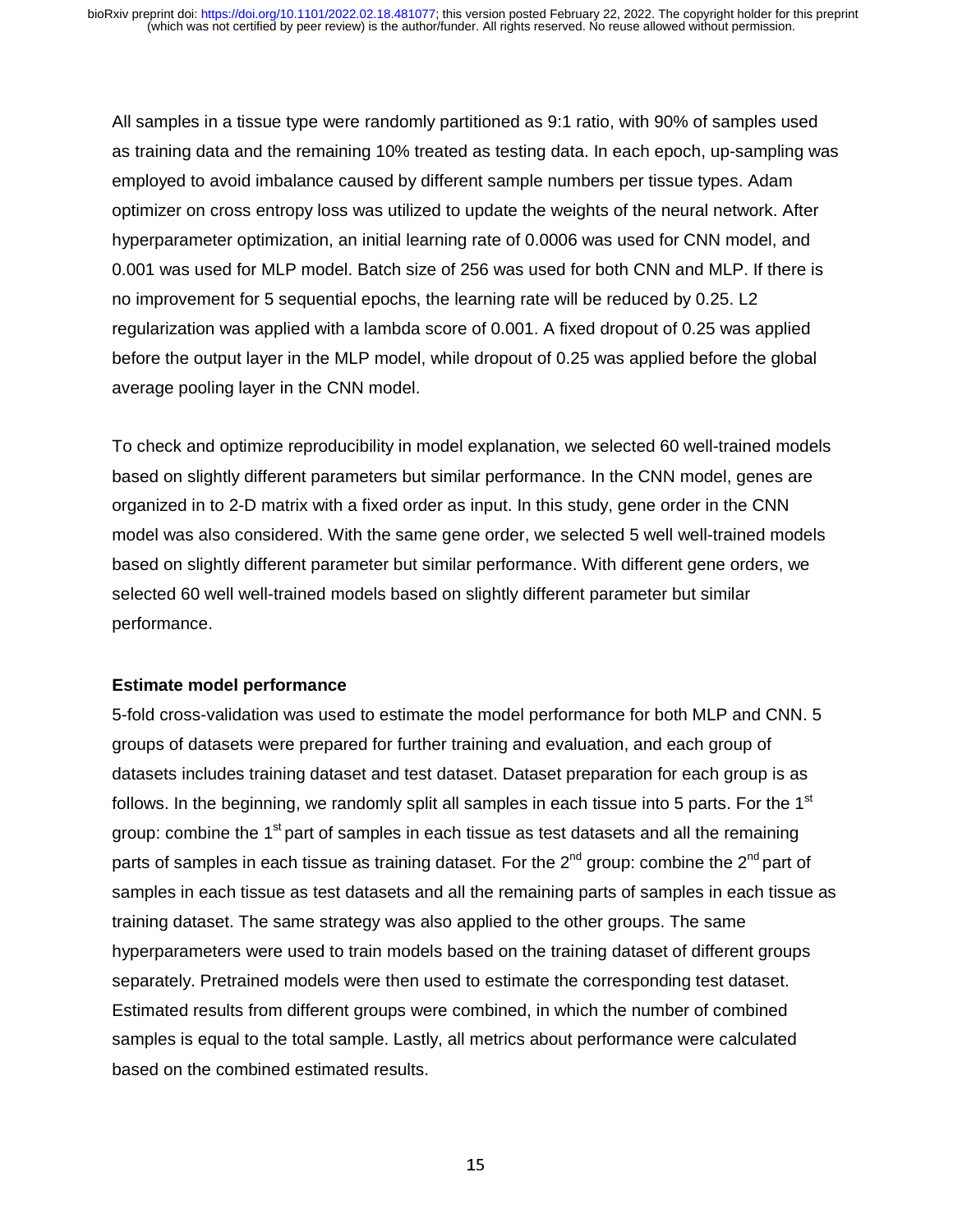All samples in a tissue type were randomly partitioned as 9:1 ratio, with 90% of samples used as training data and the remaining 10% treated as testing data. In each epoch, up-sampling was employed to avoid imbalance caused by different sample numbers per tissue types. Adam optimizer on cross entropy loss was utilized to update the weights of the neural network. After hyperparameter optimization, an initial learning rate of 0.0006 was used for CNN model, and 0.001 was used for MLP model. Batch size of 256 was used for both CNN and MLP. If there is no improvement for 5 sequential epochs, the learning rate will be reduced by 0.25. L2 regularization was applied with a lambda score of 0.001. A fixed dropout of 0.25 was applied before the output layer in the MLP model, while dropout of 0.25 was applied before the global average pooling layer in the CNN model.

To check and optimize reproducibility in model explanation, we selected 60 well-trained models based on slightly different parameters but similar performance. In the CNN model, genes are organized in to 2-D matrix with a fixed order as input. In this study, gene order in the CNN model was also considered. With the same gene order, we selected 5 well well-trained models based on slightly different parameter but similar performance. With different gene orders, we selected 60 well well-trained models based on slightly different parameter but similar performance.

**Estimate model performance**

5-fold cross-validation was used to estimate the model performance for both MLP and CNN. 5 groups of datasets were prepared for further training and evaluation, and each group of datasets includes training dataset and test dataset. Dataset preparation for each group is as follows. In the beginning, we randomly split all samples in each tissue into 5 parts. For the 1st group: combine the 1st part of samples in each tissue as test datasets and all the remaining parts of samples in each tissue as training dataset. For the 2nd group: combine the 2nd part of samples in each tissue as test datasets and all the remaining parts of samples in each tissue as training dataset. The same strategy was also applied to the other groups. The same hyperparameters were used to train models based on the training dataset of different groups separately. Pretrained models were then used to estimate the corresponding test dataset. Estimated results from different groups were combined, in which the number of combined samples is equal to the total sample. Lastly, all metrics about performance were calculated based on the combined estimated results.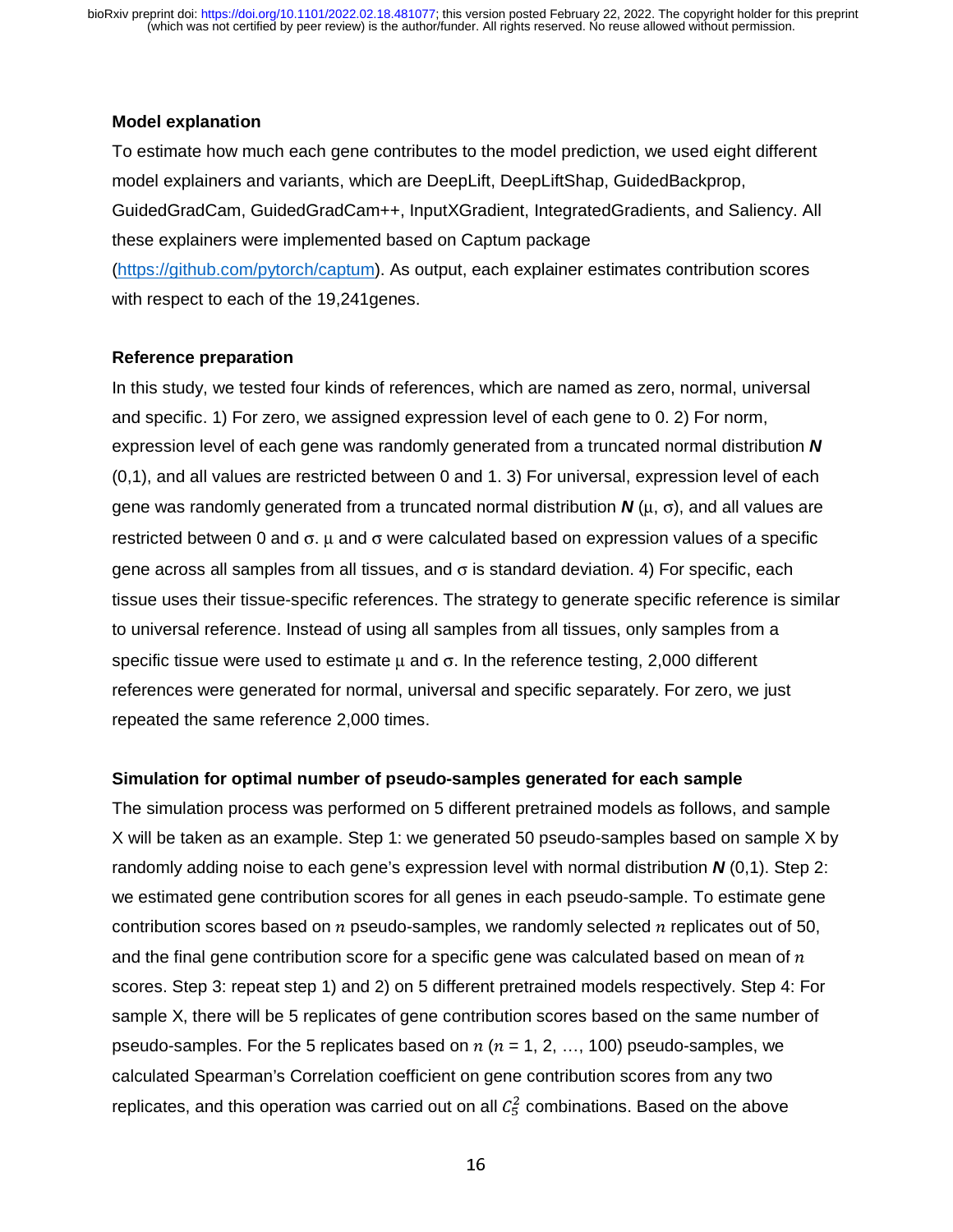### Model explanation

To estimate how much each gene contributes to the model prediction, we used eight different model explainers and variants, which are DeepLift, DeepLiftShap, GuidedBackprop, GuidedGradCam, GuidedGradCam++, InputXGradient, IntegratedGradients, and Saliency. All these explainers were implemented based on Captum package (https://github.com/pytorch/captum). As output, each explainer estimates contribution scores with respect to each of the 19,241genes.

### Reference preparation

In this study, we tested four kinds of references, which are named as zero, normal, universal and specific. 1) For zero, we assigned expression level of each gene to 0. 2) For norm, expression level of each gene was randomly generated from a truncated normal distribution ***N*** (0,1), and all values are restricted between 0 and 1. 3) For universal, expression level of each gene was randomly generated from a truncated normal distribution ***N*** ($\mu$, $\sigma$), and all values are restricted between 0 and $\sigma$. $\mu$ and $\sigma$ were calculated based on expression values of a specific gene across all samples from all tissues, and $\sigma$ is standard deviation. 4) For specific, each tissue uses their tissue-specific references. The strategy to generate specific reference is similar to universal reference. Instead of using all samples from all tissues, only samples from a specific tissue were used to estimate $\mu$ and $\sigma$. In the reference testing, 2,000 different references were generated for normal, universal and specific separately. For zero, we just repeated the same reference 2,000 times.

### Simulation for optimal number of pseudo-samples generated for each sample

The simulation process was performed on 5 different pretrained models as follows, and sample X will be taken as an example. Step 1: we generated 50 pseudo-samples based on sample X by randomly adding noise to each gene's expression level with normal distribution ***N*** (0,1). Step 2: we estimated gene contribution scores for all genes in each pseudo-sample. To estimate gene contribution scores based on $n$ pseudo-samples, we randomly selected $n$ replicates out of 50, and the final gene contribution score for a specific gene was calculated based on mean of $n$ scores. Step 3: repeat step 1) and 2) on 5 different pretrained models respectively. Step 4: For sample X, there will be 5 replicates of gene contribution scores based on the same number of pseudo-samples. For the 5 replicates based on $n$ ($n$ = 1, 2, …, 100) pseudo-samples, we calculated Spearman's Correlation coefficient on gene contribution scores from any two replicates, and this operation was carried out on all $C_5^2$ combinations. Based on the above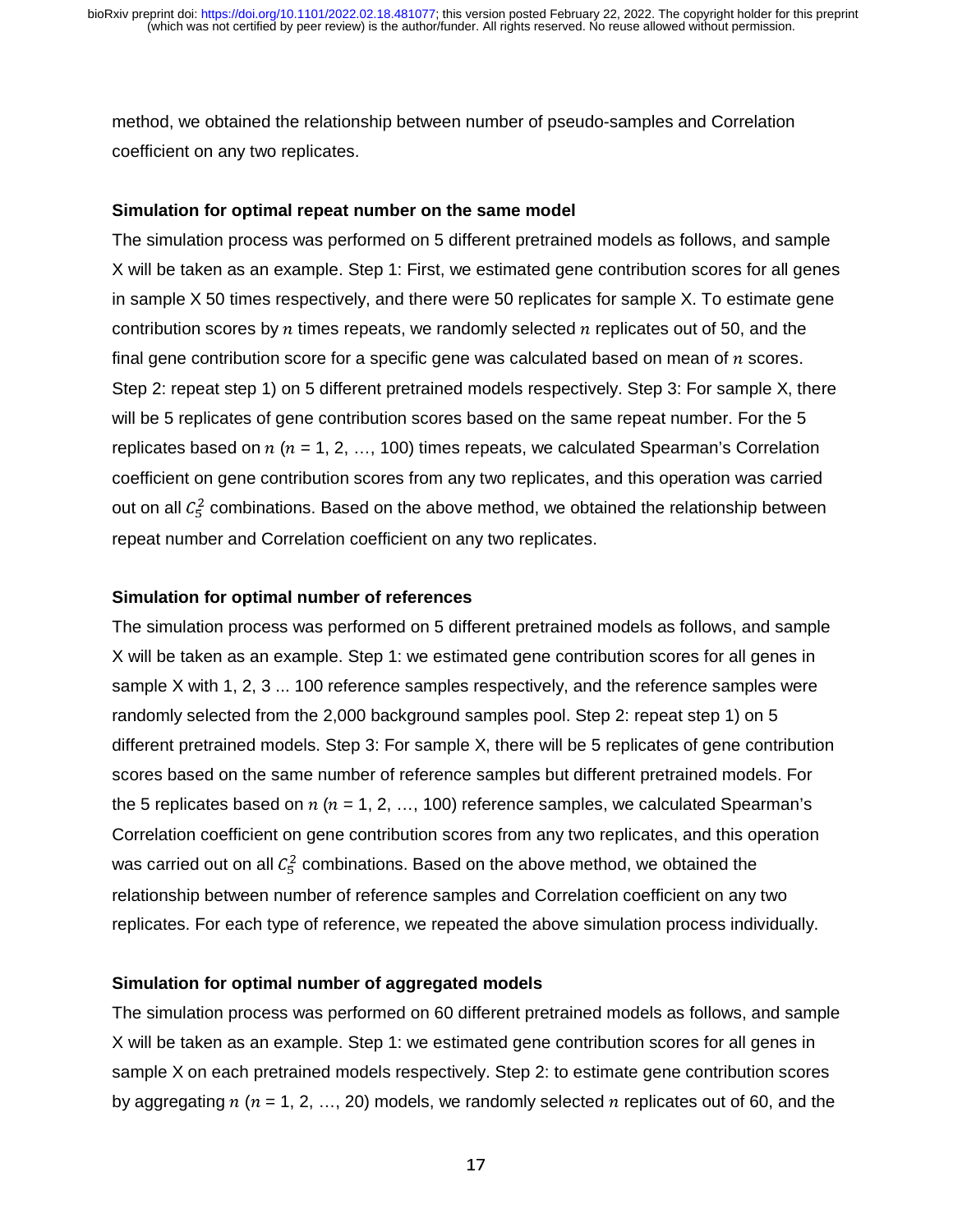method, we obtained the relationship between number of pseudo-samples and Correlation coefficient on any two replicates.

**Simulation for optimal repeat number on the same model**

The simulation process was performed on 5 different pretrained models as follows, and sample X will be taken as an example. Step 1: First, we estimated gene contribution scores for all genes in sample X 50 times respectively, and there were 50 replicates for sample X. To estimate gene contribution scores by $n$ times repeats, we randomly selected $n$ replicates out of 50, and the final gene contribution score for a specific gene was calculated based on mean of $n$ scores. Step 2: repeat step 1) on 5 different pretrained models respectively. Step 3: For sample X, there will be 5 replicates of gene contribution scores based on the same repeat number. For the 5 replicates based on $n$ ($n$ = 1, 2, …, 100) times repeats, we calculated Spearman's Correlation coefficient on gene contribution scores from any two replicates, and this operation was carried out on all $C_5^2$ combinations. Based on the above method, we obtained the relationship between repeat number and Correlation coefficient on any two replicates.

**Simulation for optimal number of references**

The simulation process was performed on 5 different pretrained models as follows, and sample X will be taken as an example. Step 1: we estimated gene contribution scores for all genes in sample X with 1, 2, 3 ... 100 reference samples respectively, and the reference samples were randomly selected from the 2,000 background samples pool. Step 2: repeat step 1) on 5 different pretrained models. Step 3: For sample X, there will be 5 replicates of gene contribution scores based on the same number of reference samples but different pretrained models. For the 5 replicates based on $n$ ($n$ = 1, 2, …, 100) reference samples, we calculated Spearman's Correlation coefficient on gene contribution scores from any two replicates, and this operation was carried out on all $C_5^2$ combinations. Based on the above method, we obtained the relationship between number of reference samples and Correlation coefficient on any two replicates. For each type of reference, we repeated the above simulation process individually.

**Simulation for optimal number of aggregated models**

The simulation process was performed on 60 different pretrained models as follows, and sample X will be taken as an example. Step 1: we estimated gene contribution scores for all genes in sample X on each pretrained models respectively. Step 2: to estimate gene contribution scores by aggregating $n$ ($n$ = 1, 2, …, 20) models, we randomly selected $n$ replicates out of 60, and the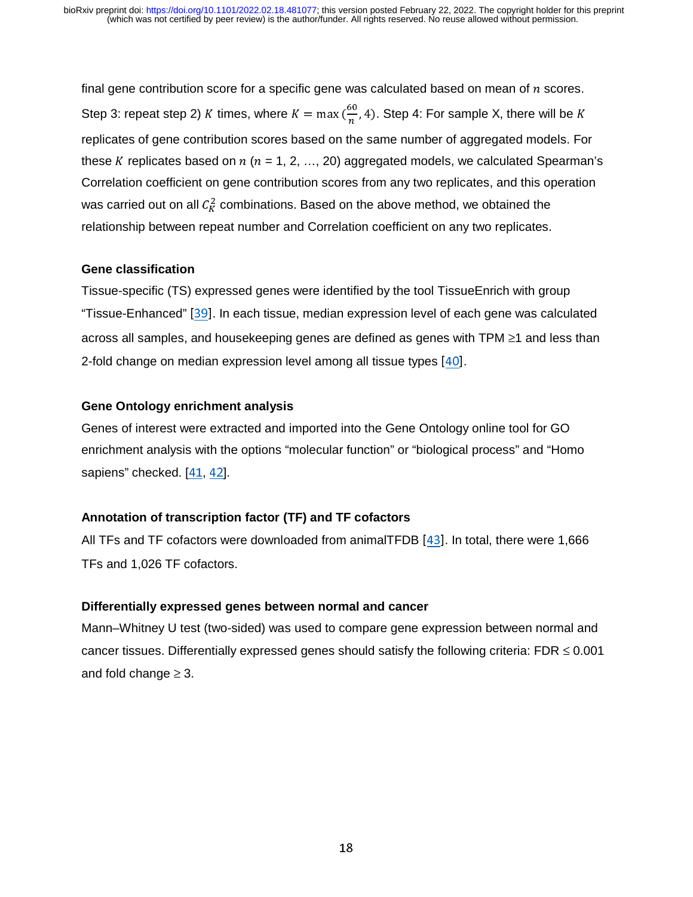final gene contribution score for a specific gene was calculated based on mean of $n$ scores. Step 3: repeat step 2) $K$ times, where $K = \max(\frac{60}{n}, 4)$. Step 4: For sample X, there will be $K$ replicates of gene contribution scores based on the same number of aggregated models. For these $K$ replicates based on $n$ ($n$ = 1, 2, …, 20) aggregated models, we calculated Spearman's Correlation coefficient on gene contribution scores from any two replicates, and this operation was carried out on all $C_K^2$ combinations. Based on the above method, we obtained the relationship between repeat number and Correlation coefficient on any two replicates.

#### Gene classification

Tissue-specific (TS) expressed genes were identified by the tool TissueEnrich with group "Tissue-Enhanced" [39]. In each tissue, median expression level of each gene was calculated across all samples, and housekeeping genes are defined as genes with TPM ≥1 and less than 2-fold change on median expression level among all tissue types [40].

#### Gene Ontology enrichment analysis

Genes of interest were extracted and imported into the Gene Ontology online tool for GO enrichment analysis with the options "molecular function" or "biological process" and "Homo sapiens" checked. [41, 42].

#### Annotation of transcription factor (TF) and TF cofactors

All TFs and TF cofactors were downloaded from animalTFDB [43]. In total, there were 1,666 TFs and 1,026 TF cofactors.

#### Differentially expressed genes between normal and cancer

Mann–Whitney U test (two-sided) was used to compare gene expression between normal and cancer tissues. Differentially expressed genes should satisfy the following criteria: FDR ≤ 0.001 and fold change ≥ 3.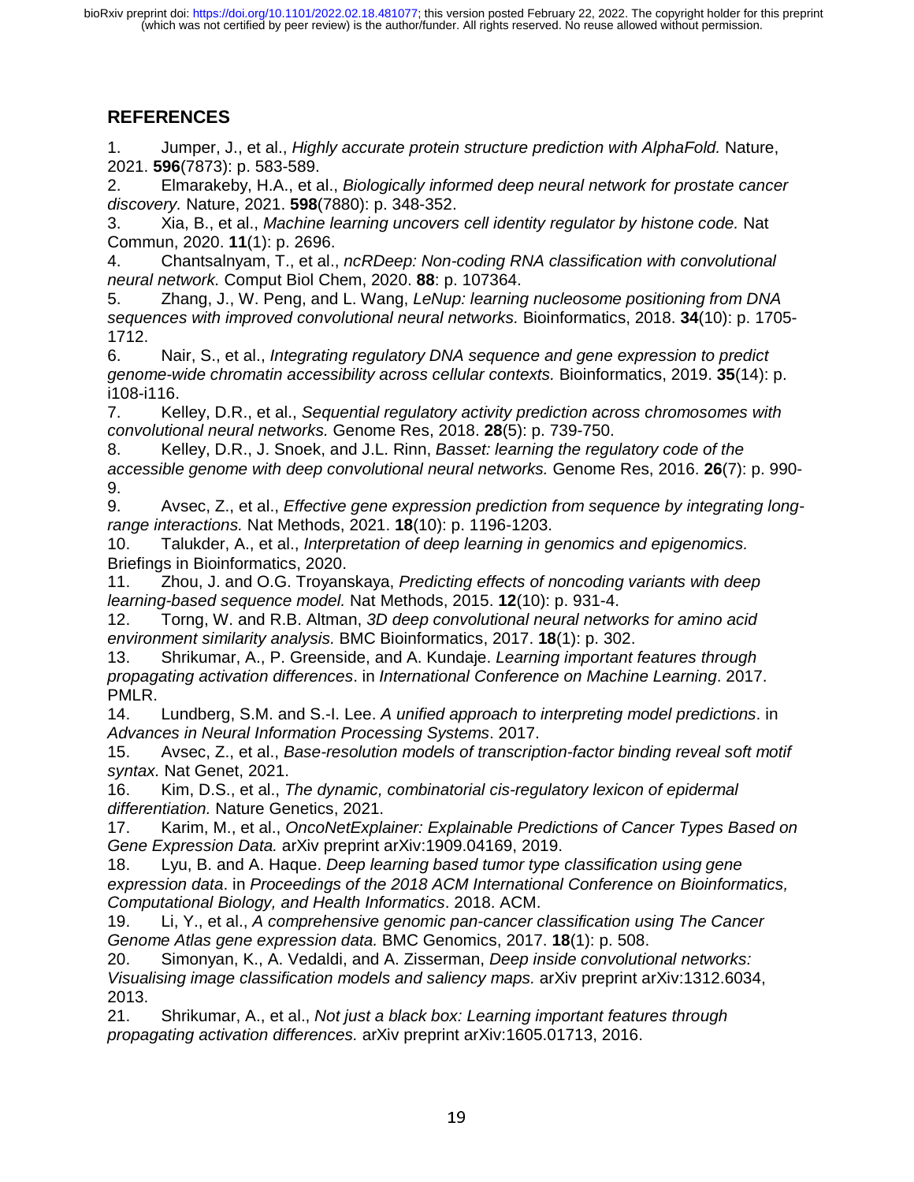## REFERENCES

1. Jumper, J., et al., *Highly accurate protein structure prediction with AlphaFold.* Nature, 2021. **596**(7873): p. 583-589.
2. Elmarakeby, H.A., et al., *Biologically informed deep neural network for prostate cancer discovery.* Nature, 2021. **598**(7880): p. 348-352.
3. Xia, B., et al., *Machine learning uncovers cell identity regulator by histone code.* Nat Commun, 2020. **11**(1): p. 2696.
4. Chantsalnyam, T., et al., *ncRDeep: Non-coding RNA classification with convolutional neural network.* Comput Biol Chem, 2020. **88**: p. 107364.
5. Zhang, J., W. Peng, and L. Wang, *LeNup: learning nucleosome positioning from DNA sequences with improved convolutional neural networks.* Bioinformatics, 2018. **34**(10): p. 1705-1712.
6. Nair, S., et al., *Integrating regulatory DNA sequence and gene expression to predict genome-wide chromatin accessibility across cellular contexts.* Bioinformatics, 2019. **35**(14): p. i108-i116.
7. Kelley, D.R., et al., *Sequential regulatory activity prediction across chromosomes with convolutional neural networks.* Genome Res, 2018. **28**(5): p. 739-750.
8. Kelley, D.R., J. Snoek, and J.L. Rinn, *Basset: learning the regulatory code of the accessible genome with deep convolutional neural networks.* Genome Res, 2016. **26**(7): p. 990-9.
9. Avsec, Z., et al., *Effective gene expression prediction from sequence by integrating long-range interactions.* Nat Methods, 2021. **18**(10): p. 1196-1203.
10. Talukder, A., et al., *Interpretation of deep learning in genomics and epigenomics.* Briefings in Bioinformatics, 2020.
11. Zhou, J. and O.G. Troyanskaya, *Predicting effects of noncoding variants with deep learning-based sequence model.* Nat Methods, 2015. **12**(10): p. 931-4.
12. Torng, W. and R.B. Altman, *3D deep convolutional neural networks for amino acid environment similarity analysis.* BMC Bioinformatics, 2017. **18**(1): p. 302.
13. Shrikumar, A., P. Greenside, and A. Kundaje. *Learning important features through propagating activation differences*. in *International Conference on Machine Learning*. 2017. PMLR.
14. Lundberg, S.M. and S.-I. Lee. *A unified approach to interpreting model predictions*. in *Advances in Neural Information Processing Systems*. 2017.
15. Avsec, Z., et al., *Base-resolution models of transcription-factor binding reveal soft motif syntax.* Nat Genet, 2021.
16. Kim, D.S., et al., *The dynamic, combinatorial cis-regulatory lexicon of epidermal differentiation.* Nature Genetics, 2021.
17. Karim, M., et al., *OncoNetExplainer: Explainable Predictions of Cancer Types Based on Gene Expression Data.* arXiv preprint arXiv:1909.04169, 2019.
18. Lyu, B. and A. Haque. *Deep learning based tumor type classification using gene expression data*. in *Proceedings of the 2018 ACM International Conference on Bioinformatics, Computational Biology, and Health Informatics*. 2018. ACM.
19. Li, Y., et al., *A comprehensive genomic pan-cancer classification using The Cancer Genome Atlas gene expression data.* BMC Genomics, 2017. **18**(1): p. 508.
20. Simonyan, K., A. Vedaldi, and A. Zisserman, *Deep inside convolutional networks: Visualising image classification models and saliency maps.* arXiv preprint arXiv:1312.6034, 2013.
21. Shrikumar, A., et al., *Not just a black box: Learning important features through propagating activation differences.* arXiv preprint arXiv:1605.01713, 2016.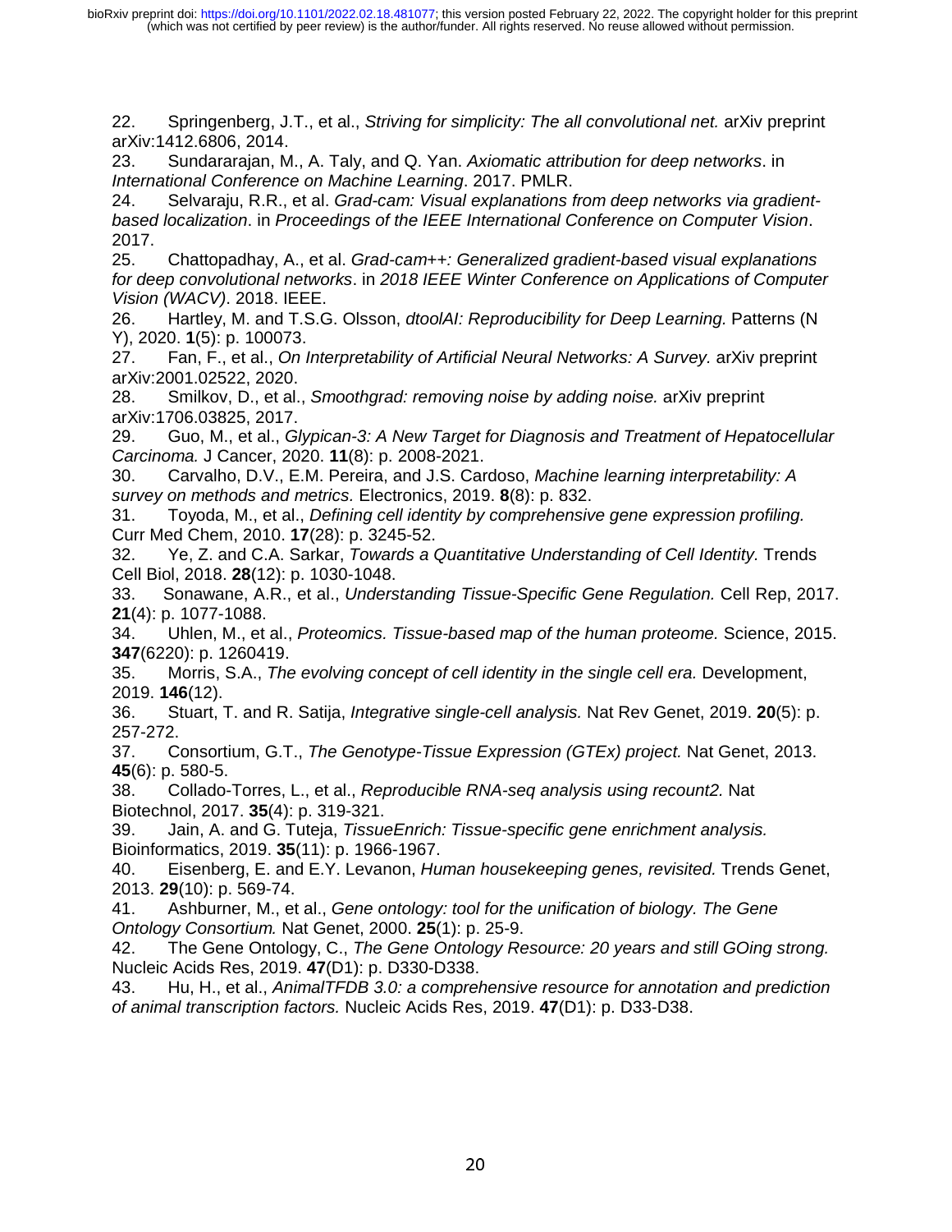22. Springenberg, J.T., et al., *Striving for simplicity: The all convolutional net.* arXiv preprint arXiv:1412.6806, 2014.
23. Sundararajan, M., A. Taly, and Q. Yan. *Axiomatic attribution for deep networks*. in *International Conference on Machine Learning*. 2017. PMLR.
24. Selvaraju, R.R., et al. *Grad-cam: Visual explanations from deep networks via gradient-based localization*. in *Proceedings of the IEEE International Conference on Computer Vision*. 2017.
25. Chattopadhay, A., et al. *Grad-cam++: Generalized gradient-based visual explanations for deep convolutional networks*. in *2018 IEEE Winter Conference on Applications of Computer Vision (WACV)*. 2018. IEEE.
26. Hartley, M. and T.S.G. Olsson, *dtoolAI: Reproducibility for Deep Learning.* Patterns (N Y), 2020. **1**(5): p. 100073.
27. Fan, F., et al., *On Interpretability of Artificial Neural Networks: A Survey.* arXiv preprint arXiv:2001.02522, 2020.
28. Smilkov, D., et al., *Smoothgrad: removing noise by adding noise.* arXiv preprint arXiv:1706.03825, 2017.
29. Guo, M., et al., *Glypican-3: A New Target for Diagnosis and Treatment of Hepatocellular Carcinoma.* J Cancer, 2020. **11**(8): p. 2008-2021.
30. Carvalho, D.V., E.M. Pereira, and J.S. Cardoso, *Machine learning interpretability: A survey on methods and metrics.* Electronics, 2019. **8**(8): p. 832.
31. Toyoda, M., et al., *Defining cell identity by comprehensive gene expression profiling.* Curr Med Chem, 2010. **17**(28): p. 3245-52.
32. Ye, Z. and C.A. Sarkar, *Towards a Quantitative Understanding of Cell Identity.* Trends Cell Biol, 2018. **28**(12): p. 1030-1048.
33. Sonawane, A.R., et al., *Understanding Tissue-Specific Gene Regulation.* Cell Rep, 2017. **21**(4): p. 1077-1088.
34. Uhlen, M., et al., *Proteomics. Tissue-based map of the human proteome.* Science, 2015. **347**(6220): p. 1260419.
35. Morris, S.A., *The evolving concept of cell identity in the single cell era.* Development, 2019. **146**(12).
36. Stuart, T. and R. Satija, *Integrative single-cell analysis.* Nat Rev Genet, 2019. **20**(5): p. 257-272.
37. Consortium, G.T., *The Genotype-Tissue Expression (GTEx) project.* Nat Genet, 2013. **45**(6): p. 580-5.
38. Collado-Torres, L., et al., *Reproducible RNA-seq analysis using recount2.* Nat Biotechnol, 2017. **35**(4): p. 319-321.
39. Jain, A. and G. Tuteja, *TissueEnrich: Tissue-specific gene enrichment analysis.* Bioinformatics, 2019. **35**(11): p. 1966-1967.
40. Eisenberg, E. and E.Y. Levanon, *Human housekeeping genes, revisited.* Trends Genet, 2013. **29**(10): p. 569-74.
41. Ashburner, M., et al., *Gene ontology: tool for the unification of biology. The Gene Ontology Consortium.* Nat Genet, 2000. **25**(1): p. 25-9.
42. The Gene Ontology, C., *The Gene Ontology Resource: 20 years and still GOing strong.* Nucleic Acids Res, 2019. **47**(D1): p. D330-D338.
43. Hu, H., et al., *AnimalTFDB 3.0: a comprehensive resource for annotation and prediction of animal transcription factors.* Nucleic Acids Res, 2019. **47**(D1): p. D33-D38.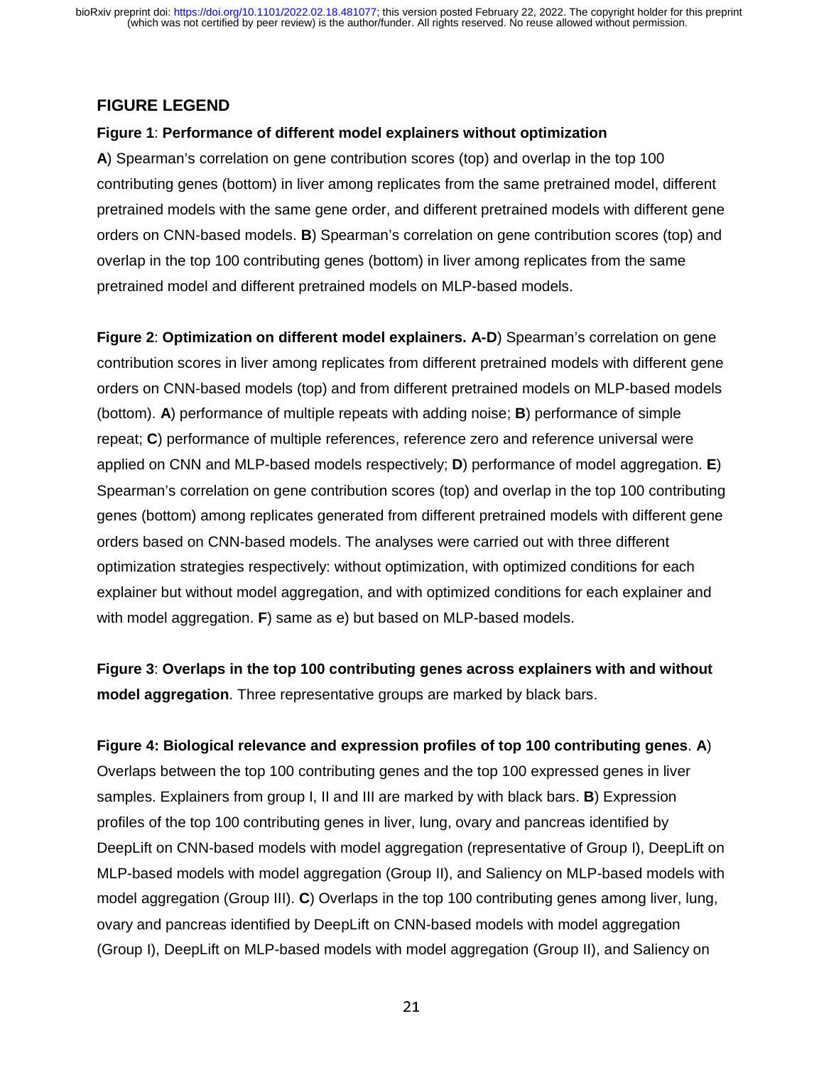## FIGURE LEGEND

**Figure 1**: **Performance of different model explainers without optimization**

**A**) Spearman's correlation on gene contribution scores (top) and overlap in the top 100 contributing genes (bottom) in liver among replicates from the same pretrained model, different pretrained models with the same gene order, and different pretrained models with different gene orders on CNN-based models. **B**) Spearman's correlation on gene contribution scores (top) and overlap in the top 100 contributing genes (bottom) in liver among replicates from the same pretrained model and different pretrained models on MLP-based models.

**Figure 2**: **Optimization on different model explainers. A-D**) Spearman's correlation on gene contribution scores in liver among replicates from different pretrained models with different gene orders on CNN-based models (top) and from different pretrained models on MLP-based models (bottom). **A**) performance of multiple repeats with adding noise; **B**) performance of simple repeat; **C**) performance of multiple references, reference zero and reference universal were applied on CNN and MLP-based models respectively; **D**) performance of model aggregation. **E**) Spearman's correlation on gene contribution scores (top) and overlap in the top 100 contributing genes (bottom) among replicates generated from different pretrained models with different gene orders based on CNN-based models. The analyses were carried out with three different optimization strategies respectively: without optimization, with optimized conditions for each explainer but without model aggregation, and with optimized conditions for each explainer and with model aggregation. **F**) same as e) but based on MLP-based models.

**Figure 3**: **Overlaps in the top 100 contributing genes across explainers with and without model aggregation**. Three representative groups are marked by black bars.

**Figure 4: Biological relevance and expression profiles of top 100 contributing genes**. **A**) Overlaps between the top 100 contributing genes and the top 100 expressed genes in liver samples. Explainers from group I, II and III are marked by with black bars. **B**) Expression profiles of the top 100 contributing genes in liver, lung, ovary and pancreas identified by DeepLift on CNN-based models with model aggregation (representative of Group I), DeepLift on MLP-based models with model aggregation (Group II), and Saliency on MLP-based models with model aggregation (Group III). **C**) Overlaps in the top 100 contributing genes among liver, lung, ovary and pancreas identified by DeepLift on CNN-based models with model aggregation (Group I), DeepLift on MLP-based models with model aggregation (Group II), and Saliency on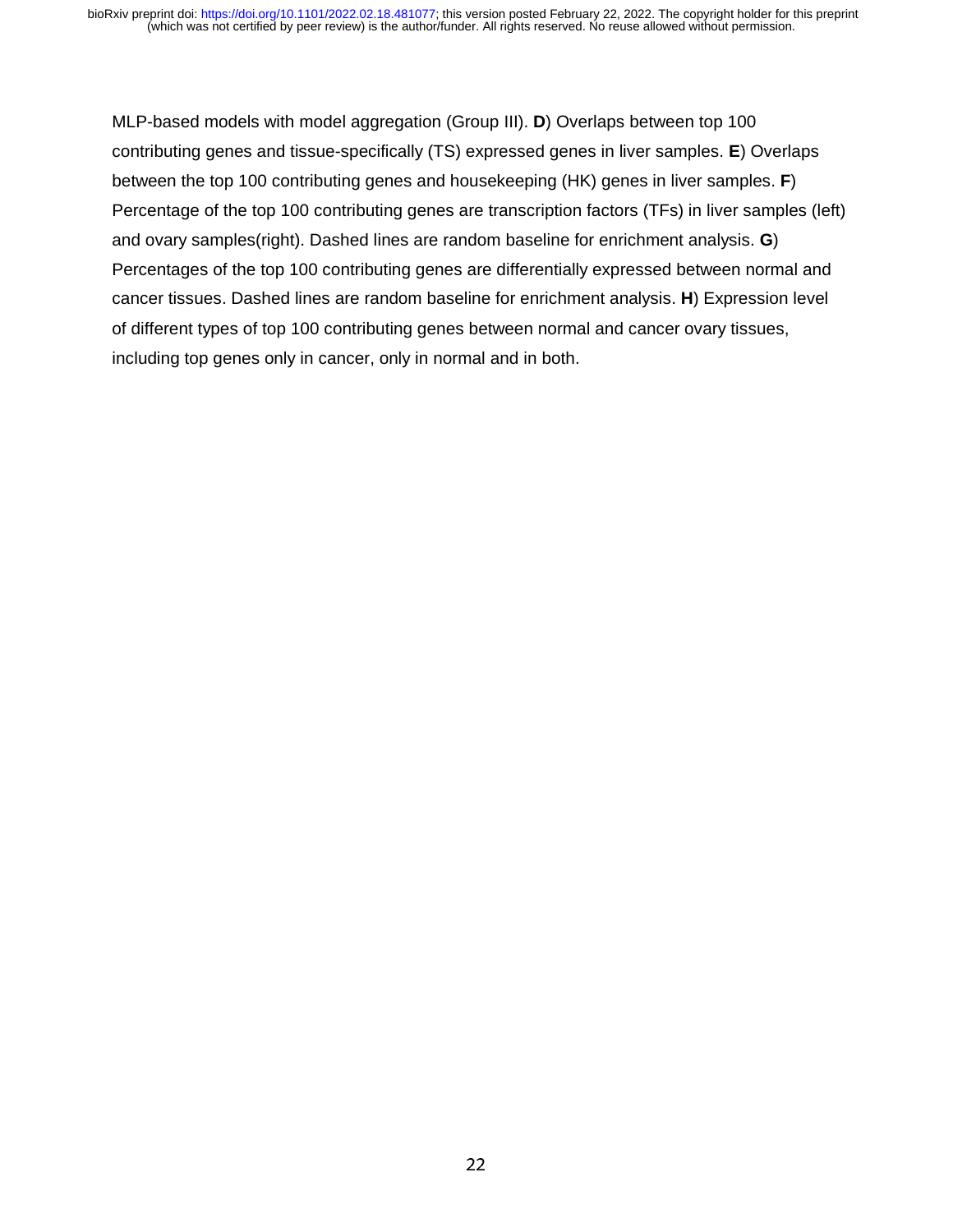MLP-based models with model aggregation (Group III). **D**) Overlaps between top 100 contributing genes and tissue-specifically (TS) expressed genes in liver samples. **E**) Overlaps between the top 100 contributing genes and housekeeping (HK) genes in liver samples. **F**) Percentage of the top 100 contributing genes are transcription factors (TFs) in liver samples (left) and ovary samples(right). Dashed lines are random baseline for enrichment analysis. **G**) Percentages of the top 100 contributing genes are differentially expressed between normal and cancer tissues. Dashed lines are random baseline for enrichment analysis. **H**) Expression level of different types of top 100 contributing genes between normal and cancer ovary tissues, including top genes only in cancer, only in normal and in both.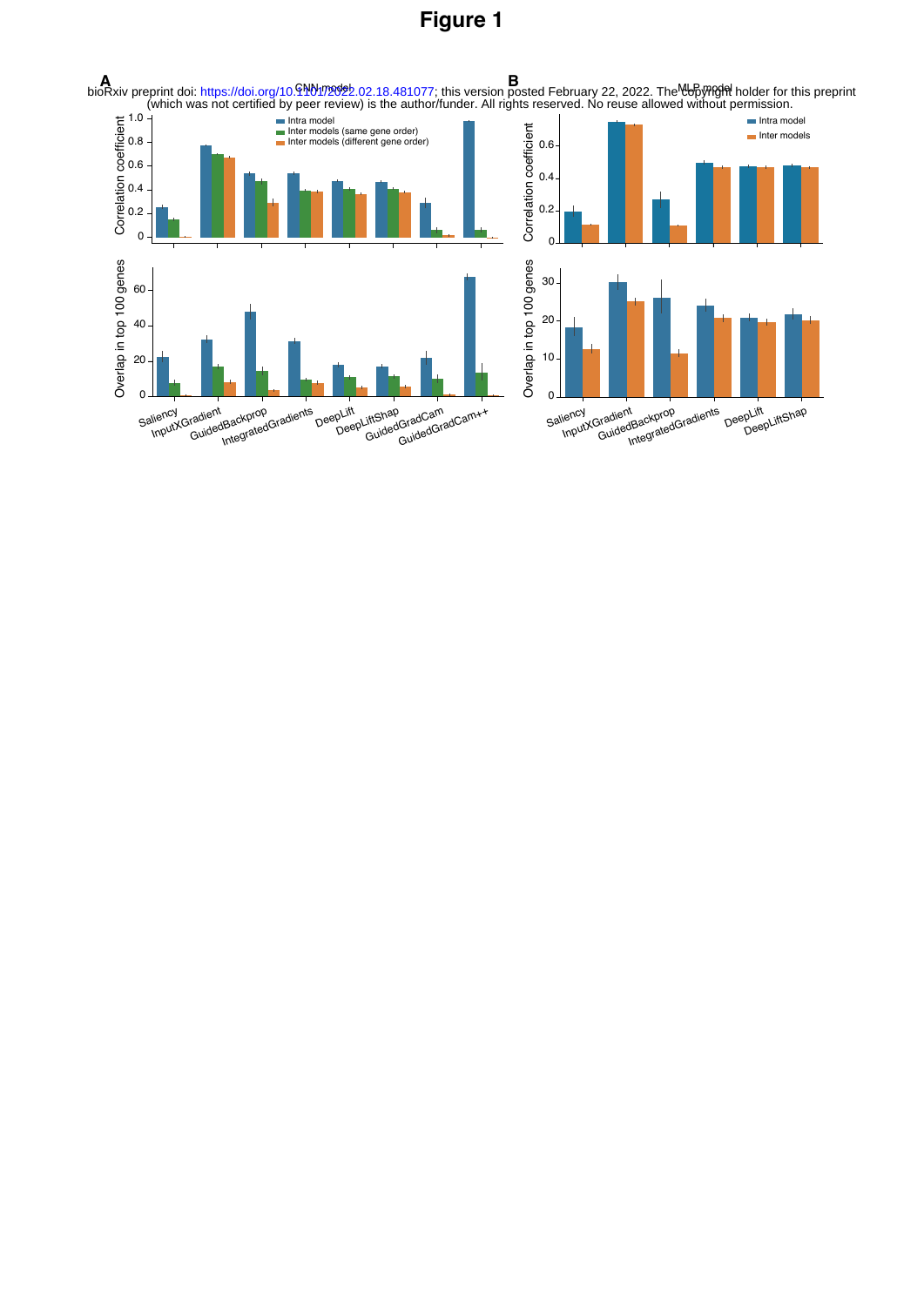# Figure 1

**A** CNN model

**B** MLP model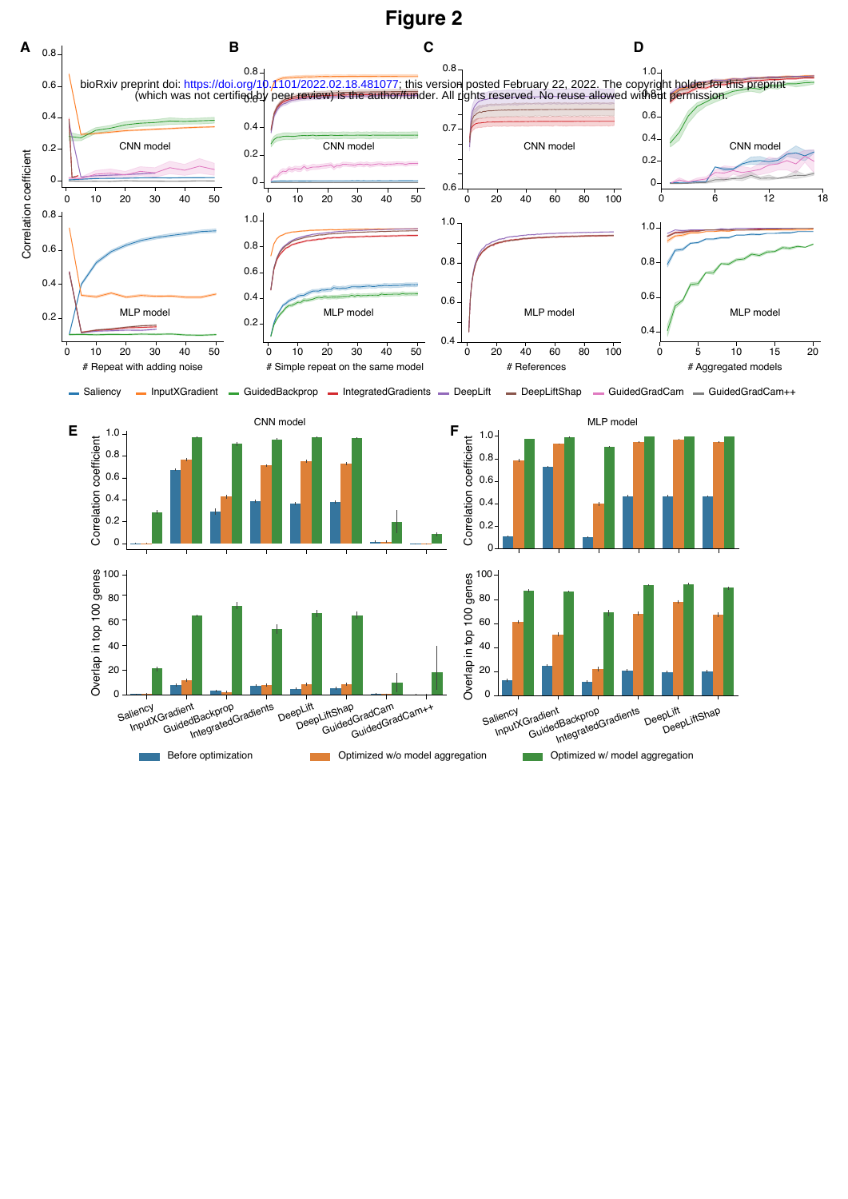# Figure 2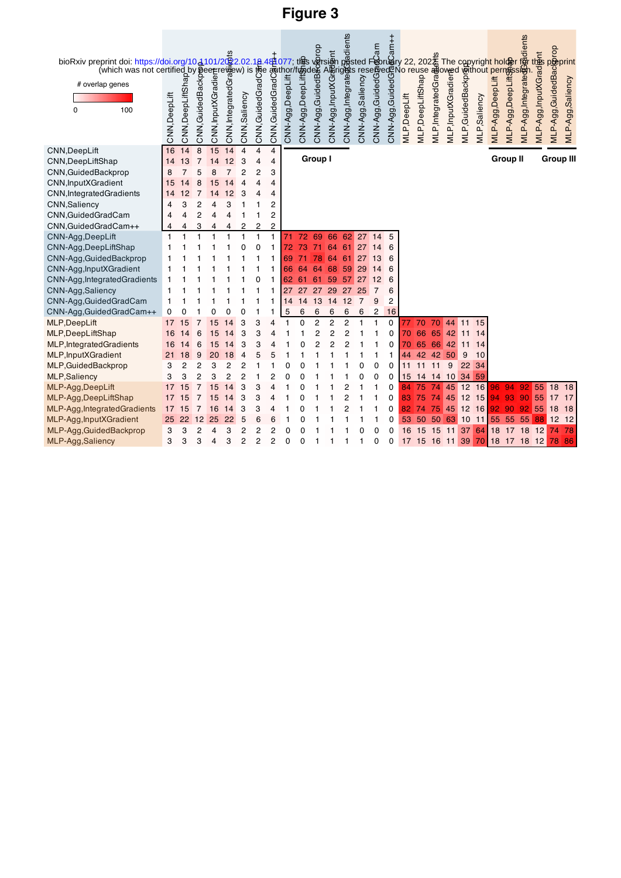# Figure 3

# overlap genes: 0 – 100

Group I: CNN-Agg block; Group II: MLP-Agg,DeepLift / DeepLiftShap / IntegratedGradients / InputXGradient; Group III: MLP-Agg,GuidedBackprop / Saliency

| | CNN,DeepLift | CNN,DeepLiftShap | CNN,GuidedBackprop | CNN,InputXGradient | CNN,IntegratedGradients | CNN,Saliency | CNN,GuidedGradCam | CNN,GuidedGradCam++ | CNN-Agg,DeepLift | CNN-Agg,DeepLiftShap | CNN-Agg,GuidedBackprop | CNN-Agg,InputXGradient | CNN-Agg,IntegratedGradients | CNN-Agg,Saliency | CNN-Agg,GuidedGradCam | CNN-Agg,GuidedGradCam++ | MLP,DeepLift | MLP,DeepLiftShap | MLP,IntegratedGradients | MLP,InputXGradient | MLP,GuidedBackprop | MLP,Saliency | MLP-Agg,DeepLift | MLP-Agg,DeepLiftShap | MLP-Agg,IntegratedGradients | MLP-Agg,InputXGradient | MLP-Agg,GuidedBackprop | MLP-Agg,Saliency |
|---|---|---|---|---|---|---|---|---|---|---|---|---|---|---|---|---|---|---|---|---|---|---|---|---|---|---|---|---|
| CNN,DeepLift | 16 | 14 | 8 | 15 | 14 | 4 | 4 | 4 | | | | | | | | | | | | | | | | | | | | |
| CNN,DeepLiftShap | 14 | 13 | 7 | 14 | 12 | 3 | 4 | 4 | | | | | | | | | | | | | | | | | | | | |
| CNN,GuidedBackprop | 8 | 7 | 5 | 8 | 7 | 2 | 2 | 3 | | | | | | | | | | | | | | | | | | | | |
| CNN,InputXGradient | 15 | 14 | 8 | 15 | 14 | 4 | 4 | 4 | | | | | | | | | | | | | | | | | | | | |
| CNN,IntegratedGradients | 14 | 12 | 7 | 14 | 12 | 3 | 4 | 4 | | | | | | | | | | | | | | | | | | | | |
| CNN,Saliency | 4 | 3 | 2 | 4 | 3 | 1 | 1 | 2 | | | | | | | | | | | | | | | | | | | | |
| CNN,GuidedGradCam | 4 | 4 | 2 | 4 | 4 | 1 | 1 | 2 | | | | | | | | | | | | | | | | | | | | |
| CNN,GuidedGradCam++ | 4 | 4 | 3 | 4 | 4 | 2 | 2 | 2 | | | | | | | | | | | | | | | | | | | | |
| CNN-Agg,DeepLift | 1 | 1 | 1 | 1 | 1 | 1 | 1 | 1 | 71 | 72 | 69 | 66 | 62 | 27 | 14 | 5 | | | | | | | | | | | | |
| CNN-Agg,DeepLiftShap | 1 | 1 | 1 | 1 | 1 | 0 | 0 | 1 | 72 | 73 | 71 | 64 | 61 | 27 | 14 | 6 | | | | | | | | | | | | |
| CNN-Agg,GuidedBackprop | 1 | 1 | 1 | 1 | 1 | 1 | 1 | 1 | 69 | 71 | 78 | 64 | 61 | 27 | 13 | 6 | | | | | | | | | | | | |
| CNN-Agg,InputXGradient | 1 | 1 | 1 | 1 | 1 | 1 | 1 | 1 | 66 | 64 | 64 | 68 | 59 | 29 | 14 | 6 | | | | | | | | | | | | |
| CNN-Agg,IntegratedGradients | 1 | 1 | 1 | 1 | 1 | 1 | 0 | 1 | 62 | 61 | 61 | 59 | 57 | 27 | 12 | 6 | | | | | | | | | | | | |
| CNN-Agg,Saliency | 1 | 1 | 1 | 1 | 1 | 1 | 1 | 1 | 27 | 27 | 27 | 29 | 27 | 25 | 7 | 6 | | | | | | | | | | | | |
| CNN-Agg,GuidedGradCam | 1 | 1 | 1 | 1 | 1 | 1 | 1 | 1 | 14 | 14 | 13 | 14 | 12 | 7 | 9 | 2 | | | | | | | | | | | | |
| CNN-Agg,GuidedGradCam++ | 0 | 0 | 1 | 0 | 0 | 0 | 1 | 1 | 5 | 6 | 6 | 6 | 6 | 6 | 2 | 16 | | | | | | | | | | | | |
| MLP,DeepLift | 17 | 15 | 7 | 15 | 14 | 3 | 3 | 4 | 1 | 0 | 2 | 2 | 2 | 1 | 1 | 0 | 77 | 70 | 70 | 44 | 11 | 15 | | | | | | |
| MLP,DeepLiftShap | 16 | 14 | 6 | 15 | 14 | 3 | 3 | 4 | 1 | 1 | 2 | 2 | 2 | 1 | 1 | 0 | 70 | 66 | 65 | 42 | 11 | 14 | | | | | | |
| MLP,IntegratedGradients | 16 | 14 | 6 | 15 | 14 | 3 | 3 | 4 | 1 | 0 | 2 | 2 | 2 | 1 | 1 | 0 | 70 | 65 | 66 | 42 | 11 | 14 | | | | | | |
| MLP,InputXGradient | 21 | 18 | 9 | 20 | 18 | 4 | 5 | 5 | 1 | 1 | 1 | 1 | 1 | 1 | 1 | 1 | 44 | 42 | 42 | 50 | 9 | 10 | | | | | | |
| MLP,GuidedBackprop | 3 | 2 | 2 | 3 | 2 | 2 | 1 | 1 | 0 | 0 | 1 | 1 | 1 | 0 | 0 | 0 | 11 | 11 | 11 | 9 | 22 | 34 | | | | | | |
| MLP,Saliency | 3 | 3 | 2 | 3 | 2 | 2 | 1 | 2 | 0 | 0 | 1 | 1 | 1 | 0 | 0 | 0 | 15 | 14 | 14 | 10 | 34 | 59 | | | | | | |
| MLP-Agg,DeepLift | 17 | 15 | 7 | 15 | 14 | 3 | 3 | 4 | 1 | 0 | 1 | 1 | 2 | 1 | 1 | 0 | 84 | 75 | 74 | 45 | 12 | 16 | 96 | 94 | 92 | 55 | 18 | 18 |
| MLP-Agg,DeepLiftShap | 17 | 15 | 7 | 15 | 14 | 3 | 3 | 4 | 1 | 0 | 1 | 1 | 2 | 1 | 1 | 0 | 83 | 75 | 74 | 45 | 12 | 15 | 94 | 93 | 90 | 55 | 17 | 17 |
| MLP-Agg,IntegratedGradients | 17 | 15 | 7 | 16 | 14 | 3 | 3 | 4 | 1 | 0 | 1 | 1 | 2 | 1 | 1 | 0 | 82 | 74 | 75 | 45 | 12 | 16 | 92 | 90 | 92 | 55 | 18 | 18 |
| MLP-Agg,InputXGradient | 25 | 22 | 12 | 25 | 22 | 5 | 6 | 6 | 1 | 0 | 1 | 1 | 1 | 1 | 1 | 0 | 53 | 50 | 50 | 63 | 10 | 11 | 55 | 55 | 55 | 88 | 12 | 12 |
| MLP-Agg,GuidedBackprop | 3 | 3 | 2 | 4 | 3 | 2 | 2 | 2 | 0 | 0 | 1 | 1 | 1 | 0 | 0 | 0 | 16 | 15 | 15 | 11 | 37 | 64 | 18 | 17 | 18 | 12 | 74 | 78 |
| MLP-Agg,Saliency | 3 | 3 | 3 | 4 | 3 | 2 | 2 | 2 | 0 | 0 | 1 | 1 | 1 | 1 | 0 | 0 | 17 | 15 | 16 | 11 | 39 | 70 | 18 | 17 | 18 | 12 | 78 | 86 |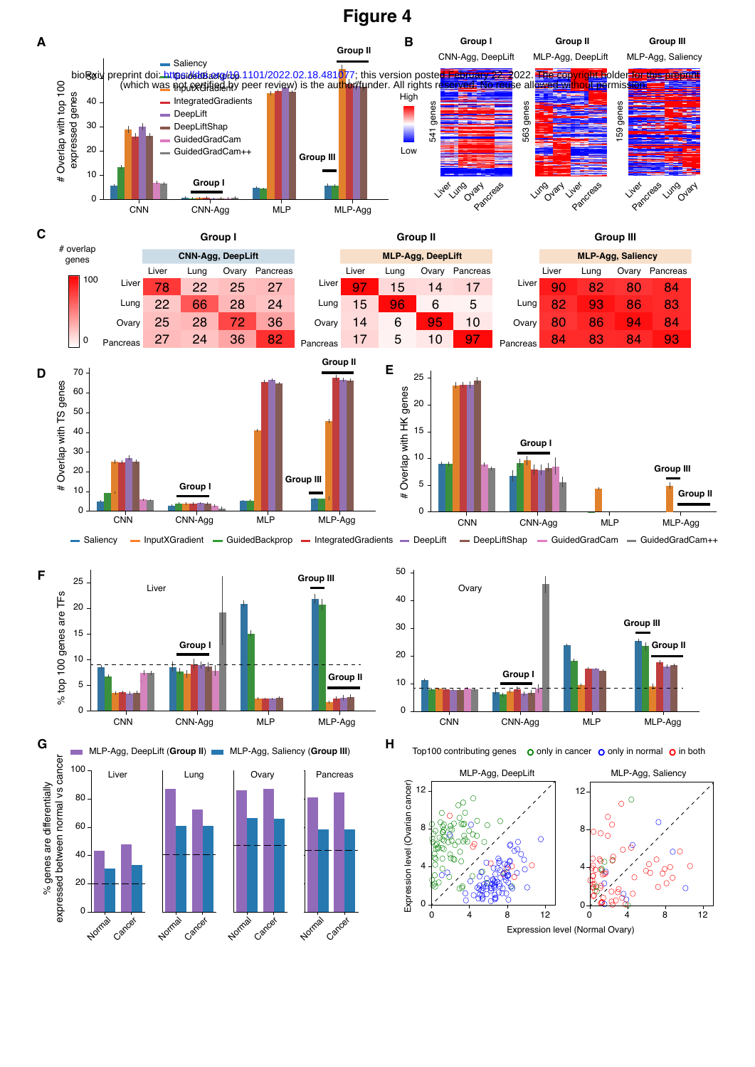# Figure 4

bioRxiv preprint doi: https://doi.org/10.1101/2022.02.18.481077; this version posted February 22, 2022. The copyright holder for this preprint (which was not certified by peer review) is the author/funder. All rights reserved. No reuse allowed without permission.

A

Saliency
GuidedBackprop
InputXGradient
IntegratedGradients
DeepLift
DeepLiftShap
GuidedGradCam
GuidedGradCam++

# Overlap with top 100 expressed genes

0 10 20 30 40 50

CNN CNN-Agg MLP MLP-Agg

Group I Group II Group III

B

Group I — CNN-Agg, DeepLift — 541 genes — Liver Lung Ovary Pancreas

Group II — MLP-Agg, DeepLift — 563 genes — Lung Ovary Liver Pancreas

Group III — MLP-Agg, Saliency — 159 genes — Liver Pancreas Lung Ovary

High Low

C

# overlap genes (0–100)

Group I — CNN-Agg, DeepLift

| | Liver | Lung | Ovary | Pancreas |
|---|---|---|---|---|
| Liver | 78 | 22 | 25 | 27 |
| Lung | 22 | 66 | 28 | 24 |
| Ovary | 25 | 28 | 72 | 36 |
| Pancreas | 27 | 24 | 36 | 82 |

Group II — MLP-Agg, DeepLift

| | Liver | Lung | Ovary | Pancreas |
|---|---|---|---|---|
| Liver | 97 | 15 | 14 | 17 |
| Lung | 15 | 96 | 6 | 5 |
| Ovary | 14 | 6 | 95 | 10 |
| Pancreas | 17 | 5 | 10 | 97 |

Group III — MLP-Agg, Saliency

| | Liver | Lung | Ovary | Pancreas |
|---|---|---|---|---|
| Liver | 90 | 82 | 80 | 84 |
| Lung | 82 | 93 | 86 | 83 |
| Ovary | 80 | 86 | 94 | 84 |
| Pancreas | 84 | 83 | 84 | 93 |

D

# Overlap with TS genes

0 10 20 30 40 50 60 70

CNN CNN-Agg MLP MLP-Agg

Group I Group II Group III

E

# Overlap with HK genes

0 5 10 15 20 25

CNN CNN-Agg MLP MLP-Agg

Group I Group III Group II

Saliency InputXGradient GuidedBackprop IntegratedGradients DeepLift DeepLiftShap GuidedGradCam GuidedGradCam++

F

% top 100 genes are TFs

Liver — 0 5 10 15 20 25 — CNN CNN-Agg MLP MLP-Agg — Group I Group III Group II

Ovary — 0 10 20 30 40 50 — CNN CNN-Agg MLP MLP-Agg — Group I Group III Group II

G

MLP-Agg, DeepLift (**Group II**) MLP-Agg, Saliency (**Group III**)

% genes are differentially expressed between normal vs cancer

0 20 40 60 80 100

Liver Lung Ovary Pancreas

Normal Cancer

H

Top100 contributing genes — only in cancer — only in normal — in both

MLP-Agg, DeepLift MLP-Agg, Saliency

Expression level (Ovarian cancer)

Expression level (Normal Ovary)

0 4 8 12